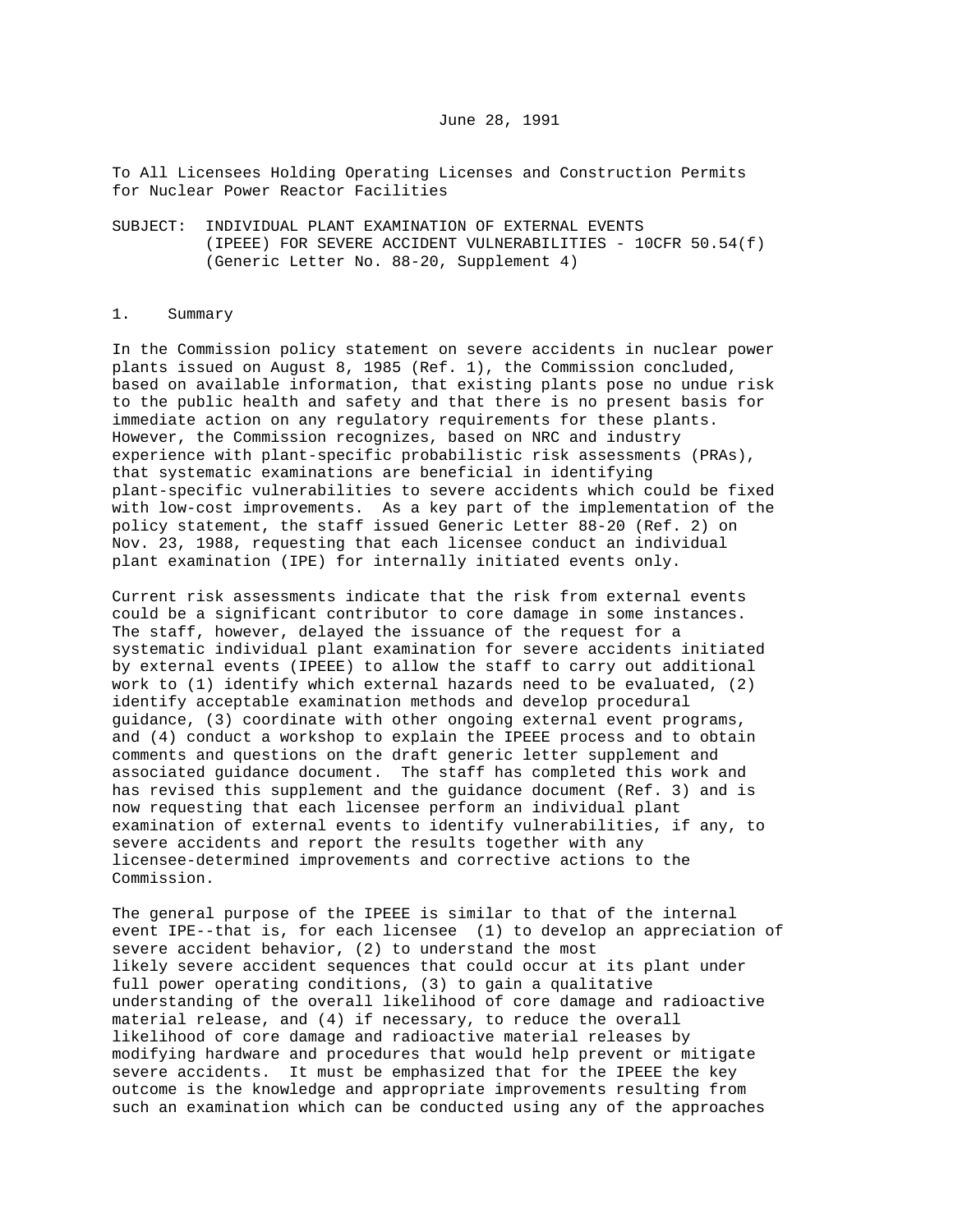June 28, 1991

To All Licensees Holding Operating Licenses and Construction Permits for Nuclear Power Reactor Facilities

SUBJECT: INDIVIDUAL PLANT EXAMINATION OF EXTERNAL EVENTS (IPEEE) FOR SEVERE ACCIDENT VULNERABILITIES - 10CFR 50.54(f) (Generic Letter No. 88-20, Supplement 4)

## 1. Summary

In the Commission policy statement on severe accidents in nuclear power plants issued on August 8, 1985 (Ref. 1), the Commission concluded, based on available information, that existing plants pose no undue risk to the public health and safety and that there is no present basis for immediate action on any regulatory requirements for these plants. However, the Commission recognizes, based on NRC and industry experience with plant-specific probabilistic risk assessments (PRAs), that systematic examinations are beneficial in identifying plant-specific vulnerabilities to severe accidents which could be fixed with low-cost improvements. As a key part of the implementation of the policy statement, the staff issued Generic Letter 88-20 (Ref. 2) on Nov. 23, 1988, requesting that each licensee conduct an individual plant examination (IPE) for internally initiated events only.

Current risk assessments indicate that the risk from external events could be a significant contributor to core damage in some instances. The staff, however, delayed the issuance of the request for a systematic individual plant examination for severe accidents initiated by external events (IPEEE) to allow the staff to carry out additional work to (1) identify which external hazards need to be evaluated, (2) identify acceptable examination methods and develop procedural guidance, (3) coordinate with other ongoing external event programs, and (4) conduct a workshop to explain the IPEEE process and to obtain comments and questions on the draft generic letter supplement and associated guidance document. The staff has completed this work and has revised this supplement and the guidance document (Ref. 3) and is now requesting that each licensee perform an individual plant examination of external events to identify vulnerabilities, if any, to severe accidents and report the results together with any licensee-determined improvements and corrective actions to the Commission.

The general purpose of the IPEEE is similar to that of the internal event IPE--that is, for each licensee (1) to develop an appreciation of severe accident behavior, (2) to understand the most likely severe accident sequences that could occur at its plant under full power operating conditions, (3) to gain a qualitative understanding of the overall likelihood of core damage and radioactive material release, and (4) if necessary, to reduce the overall likelihood of core damage and radioactive material releases by modifying hardware and procedures that would help prevent or mitigate severe accidents. It must be emphasized that for the IPEEE the key outcome is the knowledge and appropriate improvements resulting from such an examination which can be conducted using any of the approaches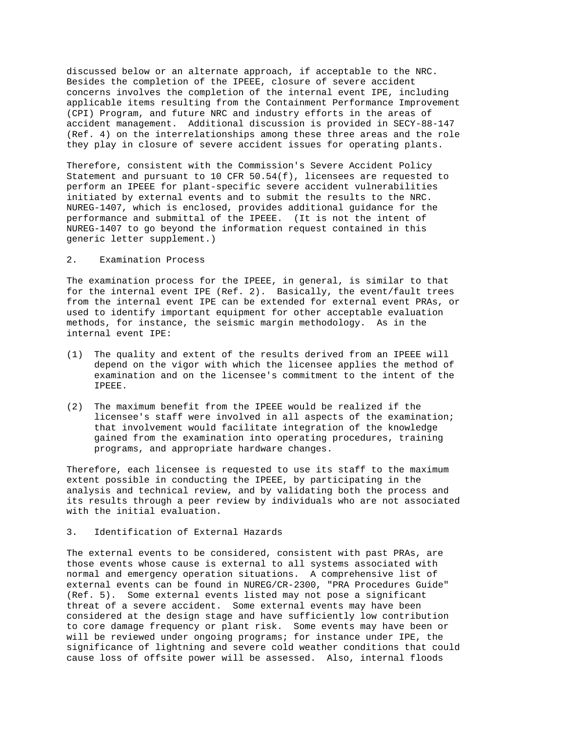discussed below or an alternate approach, if acceptable to the NRC. Besides the completion of the IPEEE, closure of severe accident concerns involves the completion of the internal event IPE, including applicable items resulting from the Containment Performance Improvement (CPI) Program, and future NRC and industry efforts in the areas of accident management. Additional discussion is provided in SECY-88-147 (Ref. 4) on the interrelationships among these three areas and the role they play in closure of severe accident issues for operating plants.

Therefore, consistent with the Commission's Severe Accident Policy Statement and pursuant to 10 CFR 50.54(f), licensees are requested to perform an IPEEE for plant-specific severe accident vulnerabilities initiated by external events and to submit the results to the NRC. NUREG-1407, which is enclosed, provides additional guidance for the performance and submittal of the IPEEE. (It is not the intent of NUREG-1407 to go beyond the information request contained in this generic letter supplement.)

## 2. Examination Process

The examination process for the IPEEE, in general, is similar to that for the internal event IPE (Ref. 2). Basically, the event/fault trees from the internal event IPE can be extended for external event PRAs, or used to identify important equipment for other acceptable evaluation methods, for instance, the seismic margin methodology. As in the internal event IPE:

(1) The quality and extent of the results derived from an IPEEE will depend on the vigor with which the licensee applies the method of examination and on the licensee's commitment to the intent of the IPEEE.

(2) The maximum benefit from the IPEEE would be realized if the licensee's staff were involved in all aspects of the examination; that involvement would facilitate integration of the knowledge gained from the examination into operating procedures, training programs, and appropriate hardware changes.

Therefore, each licensee is requested to use its staff to the maximum extent possible in conducting the IPEEE, by participating in the analysis and technical review, and by validating both the process and its results through a peer review by individuals who are not associated with the initial evaluation.

## 3. Identification of External Hazards

The external events to be considered, consistent with past PRAs, are those events whose cause is external to all systems associated with normal and emergency operation situations. A comprehensive list of external events can be found in NUREG/CR-2300, "PRA Procedures Guide" (Ref. 5). Some external events listed may not pose a significant threat of a severe accident. Some external events may have been considered at the design stage and have sufficiently low contribution to core damage frequency or plant risk. Some events may have been or will be reviewed under ongoing programs; for instance under IPE, the significance of lightning and severe cold weather conditions that could cause loss of offsite power will be assessed. Also, internal floods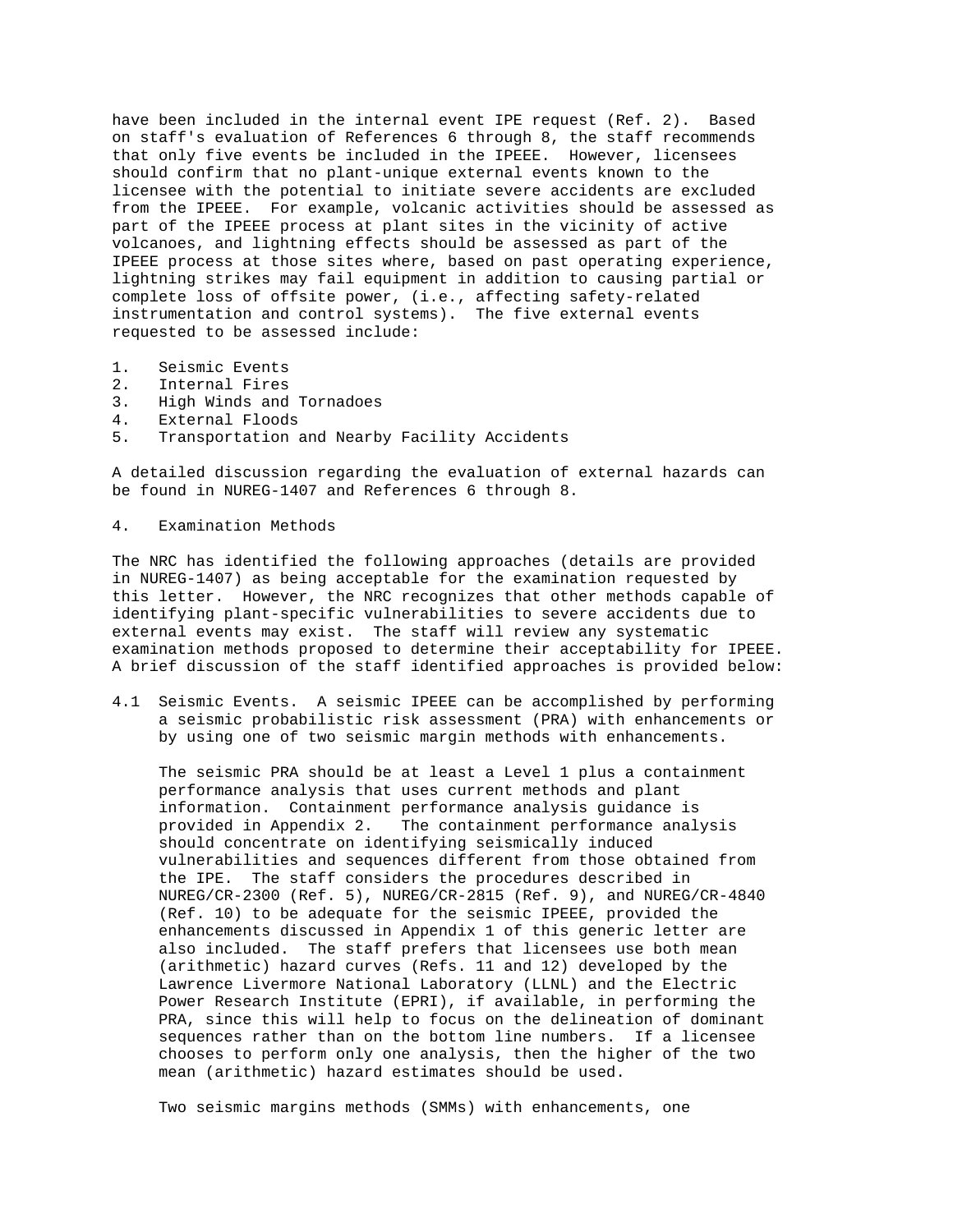have been included in the internal event IPE request (Ref. 2). Based on staff's evaluation of References 6 through 8, the staff recommends that only five events be included in the IPEEE. However, licensees should confirm that no plant-unique external events known to the licensee with the potential to initiate severe accidents are excluded from the IPEEE. For example, volcanic activities should be assessed as part of the IPEEE process at plant sites in the vicinity of active volcanoes, and lightning effects should be assessed as part of the IPEEE process at those sites where, based on past operating experience, lightning strikes may fail equipment in addition to causing partial or complete loss of offsite power, (i.e., affecting safety-related instrumentation and control systems). The five external events requested to be assessed include:

1. Seismic Events
2. Internal Fires
3. High Winds and Tornadoes
4. External Floods
5. Transportation and Nearby Facility Accidents

A detailed discussion regarding the evaluation of external hazards can be found in NUREG-1407 and References 6 through 8.

4. Examination Methods

The NRC has identified the following approaches (details are provided in NUREG-1407) as being acceptable for the examination requested by this letter. However, the NRC recognizes that other methods capable of identifying plant-specific vulnerabilities to severe accidents due to external events may exist. The staff will review any systematic examination methods proposed to determine their acceptability for IPEEE. A brief discussion of the staff identified approaches is provided below:

4.1 Seismic Events. A seismic IPEEE can be accomplished by performing a seismic probabilistic risk assessment (PRA) with enhancements or by using one of two seismic margin methods with enhancements.

The seismic PRA should be at least a Level 1 plus a containment performance analysis that uses current methods and plant information. Containment performance analysis guidance is provided in Appendix 2. The containment performance analysis should concentrate on identifying seismically induced vulnerabilities and sequences different from those obtained from the IPE. The staff considers the procedures described in NUREG/CR-2300 (Ref. 5), NUREG/CR-2815 (Ref. 9), and NUREG/CR-4840 (Ref. 10) to be adequate for the seismic IPEEE, provided the enhancements discussed in Appendix 1 of this generic letter are also included. The staff prefers that licensees use both mean (arithmetic) hazard curves (Refs. 11 and 12) developed by the Lawrence Livermore National Laboratory (LLNL) and the Electric Power Research Institute (EPRI), if available, in performing the PRA, since this will help to focus on the delineation of dominant sequences rather than on the bottom line numbers. If a licensee chooses to perform only one analysis, then the higher of the two mean (arithmetic) hazard estimates should be used.

Two seismic margins methods (SMMs) with enhancements, one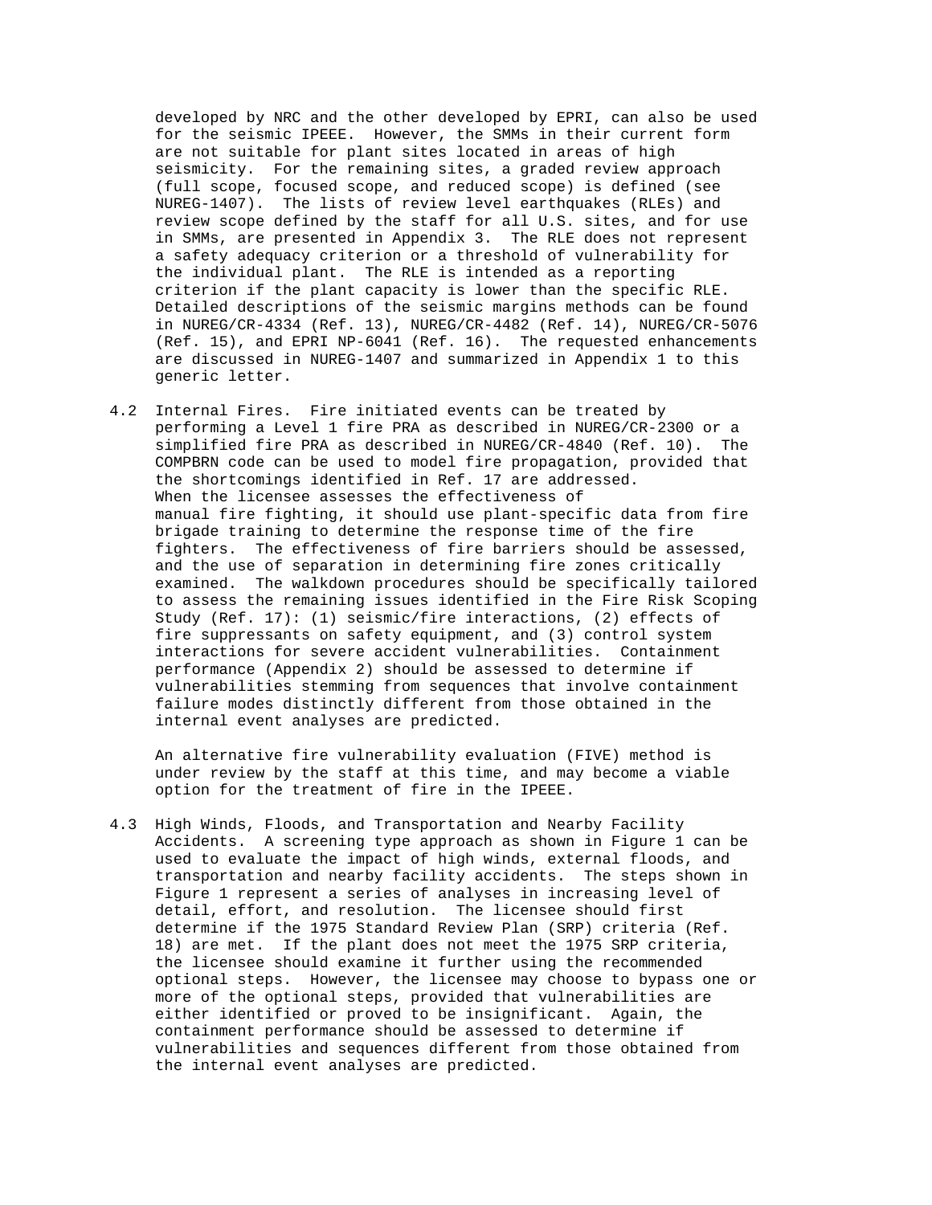developed by NRC and the other developed by EPRI, can also be used for the seismic IPEEE. However, the SMMs in their current form are not suitable for plant sites located in areas of high seismicity. For the remaining sites, a graded review approach (full scope, focused scope, and reduced scope) is defined (see NUREG-1407). The lists of review level earthquakes (RLEs) and review scope defined by the staff for all U.S. sites, and for use in SMMs, are presented in Appendix 3. The RLE does not represent a safety adequacy criterion or a threshold of vulnerability for the individual plant. The RLE is intended as a reporting criterion if the plant capacity is lower than the specific RLE. Detailed descriptions of the seismic margins methods can be found in NUREG/CR-4334 (Ref. 13), NUREG/CR-4482 (Ref. 14), NUREG/CR-5076 (Ref. 15), and EPRI NP-6041 (Ref. 16). The requested enhancements are discussed in NUREG-1407 and summarized in Appendix 1 to this generic letter.

4.2 Internal Fires. Fire initiated events can be treated by performing a Level 1 fire PRA as described in NUREG/CR-2300 or a simplified fire PRA as described in NUREG/CR-4840 (Ref. 10). The COMPBRN code can be used to model fire propagation, provided that the shortcomings identified in Ref. 17 are addressed. When the licensee assesses the effectiveness of manual fire fighting, it should use plant-specific data from fire brigade training to determine the response time of the fire fighters. The effectiveness of fire barriers should be assessed, and the use of separation in determining fire zones critically examined. The walkdown procedures should be specifically tailored to assess the remaining issues identified in the Fire Risk Scoping Study (Ref. 17): (1) seismic/fire interactions, (2) effects of fire suppressants on safety equipment, and (3) control system interactions for severe accident vulnerabilities. Containment performance (Appendix 2) should be assessed to determine if vulnerabilities stemming from sequences that involve containment failure modes distinctly different from those obtained in the internal event analyses are predicted.

An alternative fire vulnerability evaluation (FIVE) method is under review by the staff at this time, and may become a viable option for the treatment of fire in the IPEEE.

4.3 High Winds, Floods, and Transportation and Nearby Facility Accidents. A screening type approach as shown in Figure 1 can be used to evaluate the impact of high winds, external floods, and transportation and nearby facility accidents. The steps shown in Figure 1 represent a series of analyses in increasing level of detail, effort, and resolution. The licensee should first determine if the 1975 Standard Review Plan (SRP) criteria (Ref. 18) are met. If the plant does not meet the 1975 SRP criteria, the licensee should examine it further using the recommended optional steps. However, the licensee may choose to bypass one or more of the optional steps, provided that vulnerabilities are either identified or proved to be insignificant. Again, the containment performance should be assessed to determine if vulnerabilities and sequences different from those obtained from the internal event analyses are predicted.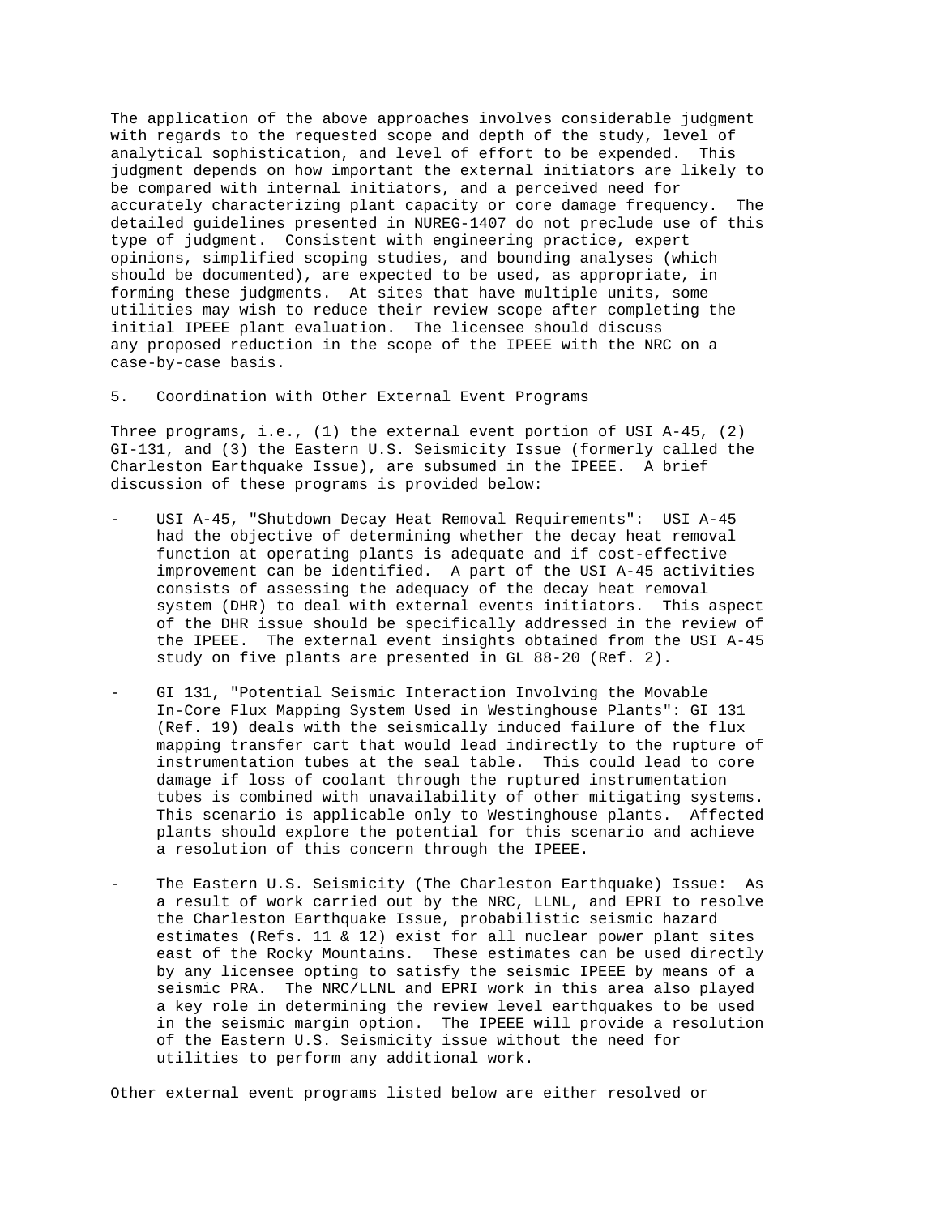The application of the above approaches involves considerable judgment with regards to the requested scope and depth of the study, level of analytical sophistication, and level of effort to be expended. This judgment depends on how important the external initiators are likely to be compared with internal initiators, and a perceived need for accurately characterizing plant capacity or core damage frequency. The detailed guidelines presented in NUREG-1407 do not preclude use of this type of judgment. Consistent with engineering practice, expert opinions, simplified scoping studies, and bounding analyses (which should be documented), are expected to be used, as appropriate, in forming these judgments. At sites that have multiple units, some utilities may wish to reduce their review scope after completing the initial IPEEE plant evaluation. The licensee should discuss any proposed reduction in the scope of the IPEEE with the NRC on a case-by-case basis.

5. Coordination with Other External Event Programs

Three programs, i.e., (1) the external event portion of USI A-45, (2) GI-131, and (3) the Eastern U.S. Seismicity Issue (formerly called the Charleston Earthquake Issue), are subsumed in the IPEEE. A brief discussion of these programs is provided below:

- USI A-45, "Shutdown Decay Heat Removal Requirements": USI A-45 had the objective of determining whether the decay heat removal function at operating plants is adequate and if cost-effective improvement can be identified. A part of the USI A-45 activities consists of assessing the adequacy of the decay heat removal system (DHR) to deal with external events initiators. This aspect of the DHR issue should be specifically addressed in the review of the IPEEE. The external event insights obtained from the USI A-45 study on five plants are presented in GL 88-20 (Ref. 2).

- GI 131, "Potential Seismic Interaction Involving the Movable In-Core Flux Mapping System Used in Westinghouse Plants": GI 131 (Ref. 19) deals with the seismically induced failure of the flux mapping transfer cart that would lead indirectly to the rupture of instrumentation tubes at the seal table. This could lead to core damage if loss of coolant through the ruptured instrumentation tubes is combined with unavailability of other mitigating systems. This scenario is applicable only to Westinghouse plants. Affected plants should explore the potential for this scenario and achieve a resolution of this concern through the IPEEE.

- The Eastern U.S. Seismicity (The Charleston Earthquake) Issue: As a result of work carried out by the NRC, LLNL, and EPRI to resolve the Charleston Earthquake Issue, probabilistic seismic hazard estimates (Refs. 11 & 12) exist for all nuclear power plant sites east of the Rocky Mountains. These estimates can be used directly by any licensee opting to satisfy the seismic IPEEE by means of a seismic PRA. The NRC/LLNL and EPRI work in this area also played a key role in determining the review level earthquakes to be used in the seismic margin option. The IPEEE will provide a resolution of the Eastern U.S. Seismicity issue without the need for utilities to perform any additional work.

Other external event programs listed below are either resolved or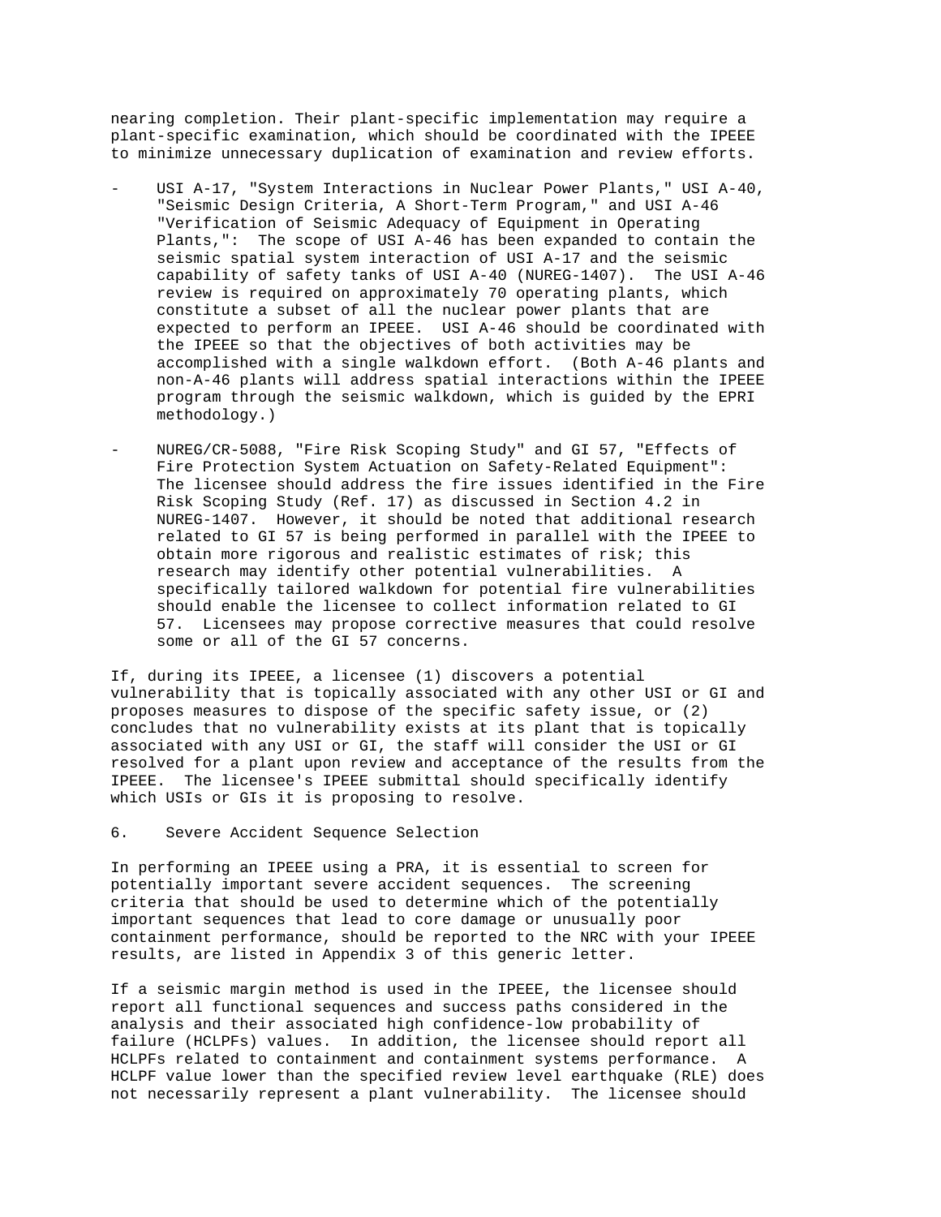nearing completion. Their plant-specific implementation may require a plant-specific examination, which should be coordinated with the IPEEE to minimize unnecessary duplication of examination and review efforts.

- USI A-17, "System Interactions in Nuclear Power Plants," USI A-40, "Seismic Design Criteria, A Short-Term Program," and USI A-46 "Verification of Seismic Adequacy of Equipment in Operating Plants,": The scope of USI A-46 has been expanded to contain the seismic spatial system interaction of USI A-17 and the seismic capability of safety tanks of USI A-40 (NUREG-1407). The USI A-46 review is required on approximately 70 operating plants, which constitute a subset of all the nuclear power plants that are expected to perform an IPEEE. USI A-46 should be coordinated with the IPEEE so that the objectives of both activities may be accomplished with a single walkdown effort. (Both A-46 plants and non-A-46 plants will address spatial interactions within the IPEEE program through the seismic walkdown, which is guided by the EPRI methodology.)

- NUREG/CR-5088, "Fire Risk Scoping Study" and GI 57, "Effects of Fire Protection System Actuation on Safety-Related Equipment": The licensee should address the fire issues identified in the Fire Risk Scoping Study (Ref. 17) as discussed in Section 4.2 in NUREG-1407. However, it should be noted that additional research related to GI 57 is being performed in parallel with the IPEEE to obtain more rigorous and realistic estimates of risk; this research may identify other potential vulnerabilities. A specifically tailored walkdown for potential fire vulnerabilities should enable the licensee to collect information related to GI 57. Licensees may propose corrective measures that could resolve some or all of the GI 57 concerns.

If, during its IPEEE, a licensee (1) discovers a potential vulnerability that is topically associated with any other USI or GI and proposes measures to dispose of the specific safety issue, or (2) concludes that no vulnerability exists at its plant that is topically associated with any USI or GI, the staff will consider the USI or GI resolved for a plant upon review and acceptance of the results from the IPEEE. The licensee's IPEEE submittal should specifically identify which USIs or GIs it is proposing to resolve.

## 6. Severe Accident Sequence Selection

In performing an IPEEE using a PRA, it is essential to screen for potentially important severe accident sequences. The screening criteria that should be used to determine which of the potentially important sequences that lead to core damage or unusually poor containment performance, should be reported to the NRC with your IPEEE results, are listed in Appendix 3 of this generic letter.

If a seismic margin method is used in the IPEEE, the licensee should report all functional sequences and success paths considered in the analysis and their associated high confidence-low probability of failure (HCLPFs) values. In addition, the licensee should report all HCLPFs related to containment and containment systems performance. A HCLPF value lower than the specified review level earthquake (RLE) does not necessarily represent a plant vulnerability. The licensee should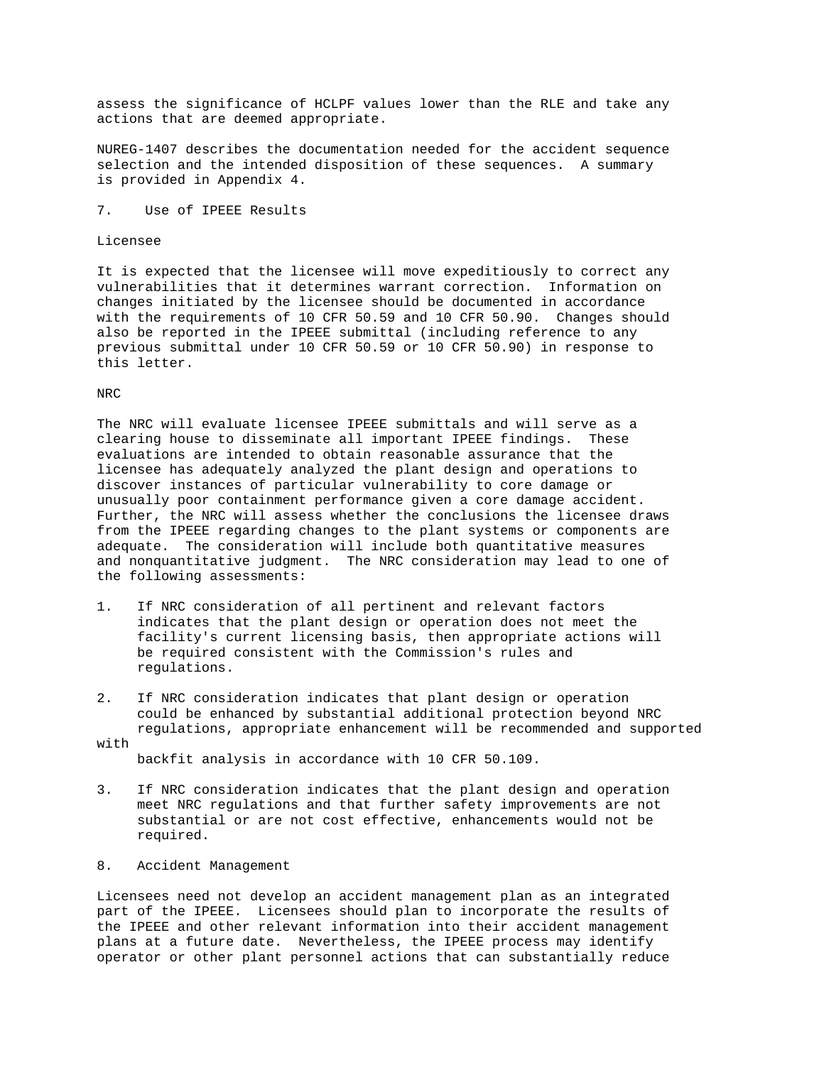assess the significance of HCLPF values lower than the RLE and take any actions that are deemed appropriate.

NUREG-1407 describes the documentation needed for the accident sequence selection and the intended disposition of these sequences. A summary is provided in Appendix 4.

## 7. Use of IPEEE Results

### Licensee

It is expected that the licensee will move expeditiously to correct any vulnerabilities that it determines warrant correction. Information on changes initiated by the licensee should be documented in accordance with the requirements of 10 CFR 50.59 and 10 CFR 50.90. Changes should also be reported in the IPEEE submittal (including reference to any previous submittal under 10 CFR 50.59 or 10 CFR 50.90) in response to this letter.

### NRC

The NRC will evaluate licensee IPEEE submittals and will serve as a clearing house to disseminate all important IPEEE findings. These evaluations are intended to obtain reasonable assurance that the licensee has adequately analyzed the plant design and operations to discover instances of particular vulnerability to core damage or unusually poor containment performance given a core damage accident. Further, the NRC will assess whether the conclusions the licensee draws from the IPEEE regarding changes to the plant systems or components are adequate. The consideration will include both quantitative measures and nonquantitative judgment. The NRC consideration may lead to one of the following assessments:

1. If NRC consideration of all pertinent and relevant factors indicates that the plant design or operation does not meet the facility's current licensing basis, then appropriate actions will be required consistent with the Commission's rules and regulations.

2. If NRC consideration indicates that plant design or operation could be enhanced by substantial additional protection beyond NRC regulations, appropriate enhancement will be recommended and supported with backfit analysis in accordance with 10 CFR 50.109.

3. If NRC consideration indicates that the plant design and operation meet NRC regulations and that further safety improvements are not substantial or are not cost effective, enhancements would not be required.

## 8. Accident Management

Licensees need not develop an accident management plan as an integrated part of the IPEEE. Licensees should plan to incorporate the results of the IPEEE and other relevant information into their accident management plans at a future date. Nevertheless, the IPEEE process may identify operator or other plant personnel actions that can substantially reduce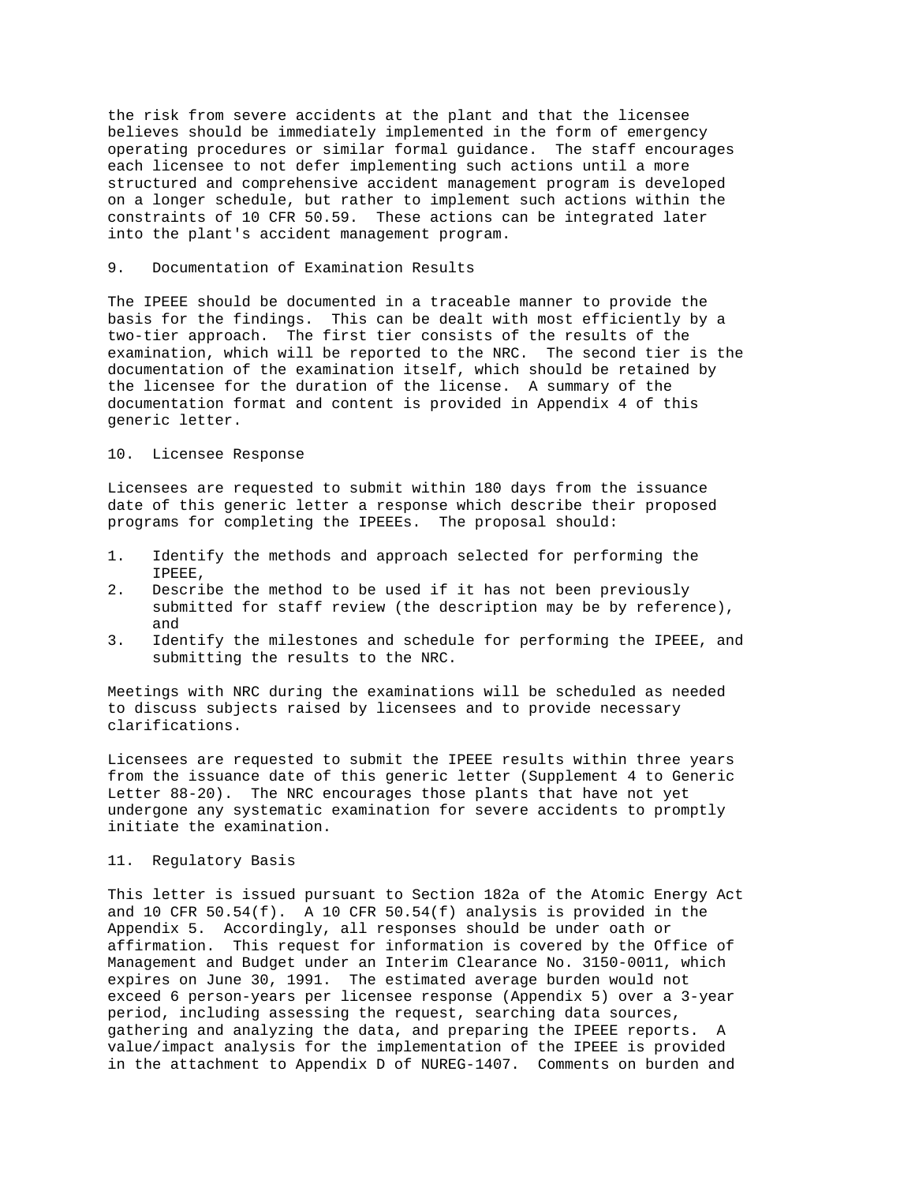the risk from severe accidents at the plant and that the licensee believes should be immediately implemented in the form of emergency operating procedures or similar formal guidance. The staff encourages each licensee to not defer implementing such actions until a more structured and comprehensive accident management program is developed on a longer schedule, but rather to implement such actions within the constraints of 10 CFR 50.59. These actions can be integrated later into the plant's accident management program.

## 9. Documentation of Examination Results

The IPEEE should be documented in a traceable manner to provide the basis for the findings. This can be dealt with most efficiently by a two-tier approach. The first tier consists of the results of the examination, which will be reported to the NRC. The second tier is the documentation of the examination itself, which should be retained by the licensee for the duration of the license. A summary of the documentation format and content is provided in Appendix 4 of this generic letter.

## 10. Licensee Response

Licensees are requested to submit within 180 days from the issuance date of this generic letter a response which describe their proposed programs for completing the IPEEEs. The proposal should:

1. Identify the methods and approach selected for performing the IPEEE,
2. Describe the method to be used if it has not been previously submitted for staff review (the description may be by reference), and
3. Identify the milestones and schedule for performing the IPEEE, and submitting the results to the NRC.

Meetings with NRC during the examinations will be scheduled as needed to discuss subjects raised by licensees and to provide necessary clarifications.

Licensees are requested to submit the IPEEE results within three years from the issuance date of this generic letter (Supplement 4 to Generic Letter 88-20). The NRC encourages those plants that have not yet undergone any systematic examination for severe accidents to promptly initiate the examination.

## 11. Regulatory Basis

This letter is issued pursuant to Section 182a of the Atomic Energy Act and 10 CFR 50.54(f). A 10 CFR 50.54(f) analysis is provided in the Appendix 5. Accordingly, all responses should be under oath or affirmation. This request for information is covered by the Office of Management and Budget under an Interim Clearance No. 3150-0011, which expires on June 30, 1991. The estimated average burden would not exceed 6 person-years per licensee response (Appendix 5) over a 3-year period, including assessing the request, searching data sources, gathering and analyzing the data, and preparing the IPEEE reports. A value/impact analysis for the implementation of the IPEEE is provided in the attachment to Appendix D of NUREG-1407. Comments on burden and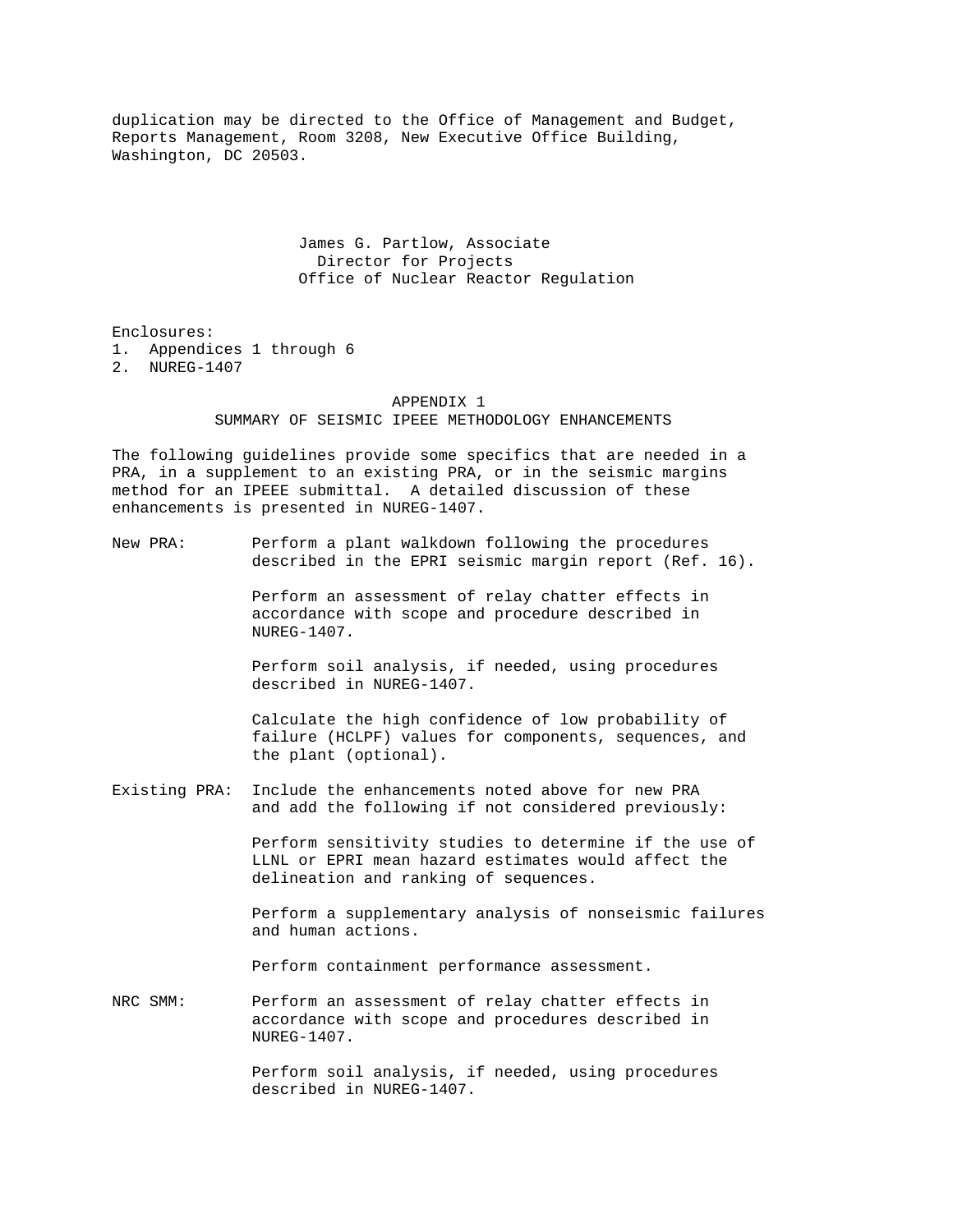duplication may be directed to the Office of Management and Budget, Reports Management, Room 3208, New Executive Office Building, Washington, DC 20503.

James G. Partlow, Associate
Director for Projects
Office of Nuclear Reactor Regulation

Enclosures:
1. Appendices 1 through 6
2. NUREG-1407

## APPENDIX 1
## SUMMARY OF SEISMIC IPEEE METHODOLOGY ENHANCEMENTS

The following guidelines provide some specifics that are needed in a PRA, in a supplement to an existing PRA, or in the seismic margins method for an IPEEE submittal. A detailed discussion of these enhancements is presented in NUREG-1407.

**New PRA:**

Perform a plant walkdown following the procedures described in the EPRI seismic margin report (Ref. 16).

Perform an assessment of relay chatter effects in accordance with scope and procedure described in NUREG-1407.

Perform soil analysis, if needed, using procedures described in NUREG-1407.

Calculate the high confidence of low probability of failure (HCLPF) values for components, sequences, and the plant (optional).

**Existing PRA:**

Include the enhancements noted above for new PRA and add the following if not considered previously:

Perform sensitivity studies to determine if the use of LLNL or EPRI mean hazard estimates would affect the delineation and ranking of sequences.

Perform a supplementary analysis of nonseismic failures and human actions.

Perform containment performance assessment.

**NRC SMM:**

Perform an assessment of relay chatter effects in accordance with scope and procedures described in NUREG-1407.

Perform soil analysis, if needed, using procedures described in NUREG-1407.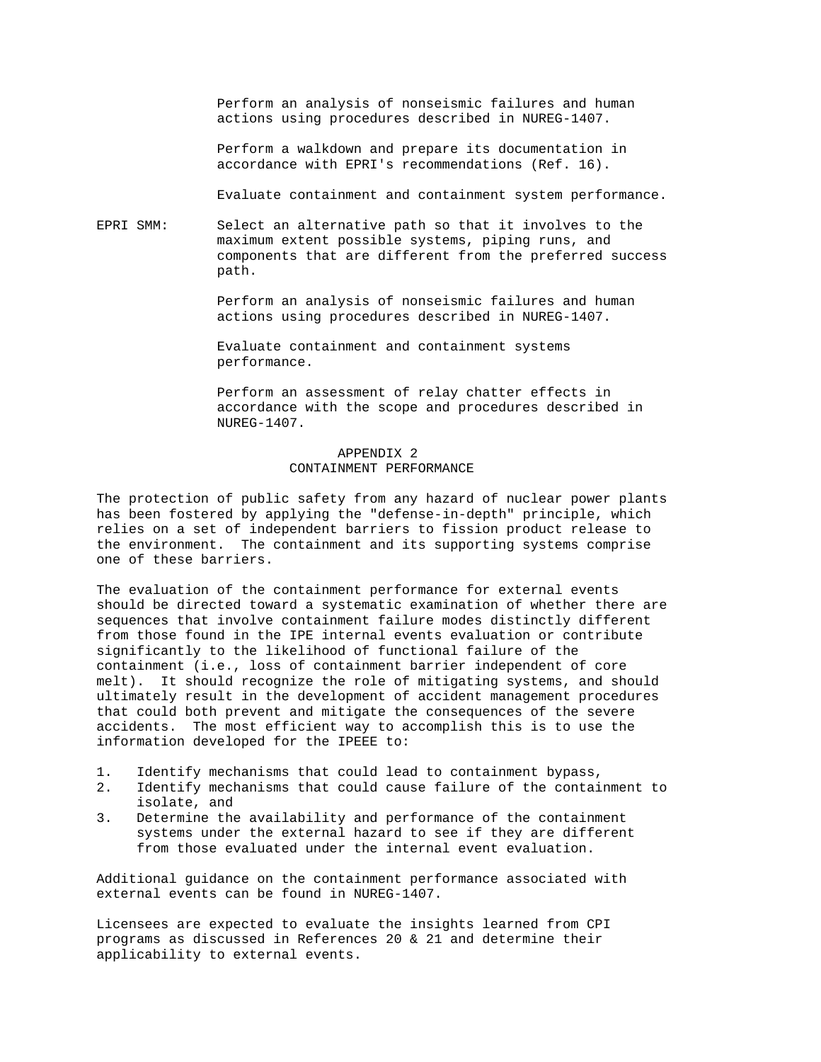Perform an analysis of nonseismic failures and human actions using procedures described in NUREG-1407.

Perform a walkdown and prepare its documentation in accordance with EPRI's recommendations (Ref. 16).

Evaluate containment and containment system performance.

EPRI SMM: Select an alternative path so that it involves to the maximum extent possible systems, piping runs, and components that are different from the preferred success path.

Perform an analysis of nonseismic failures and human actions using procedures described in NUREG-1407.

Evaluate containment and containment systems performance.

Perform an assessment of relay chatter effects in accordance with the scope and procedures described in NUREG-1407.

## APPENDIX 2
## CONTAINMENT PERFORMANCE

The protection of public safety from any hazard of nuclear power plants has been fostered by applying the "defense-in-depth" principle, which relies on a set of independent barriers to fission product release to the environment. The containment and its supporting systems comprise one of these barriers.

The evaluation of the containment performance for external events should be directed toward a systematic examination of whether there are sequences that involve containment failure modes distinctly different from those found in the IPE internal events evaluation or contribute significantly to the likelihood of functional failure of the containment (i.e., loss of containment barrier independent of core melt). It should recognize the role of mitigating systems, and should ultimately result in the development of accident management procedures that could both prevent and mitigate the consequences of the severe accidents. The most efficient way to accomplish this is to use the information developed for the IPEEE to:

1. Identify mechanisms that could lead to containment bypass,
2. Identify mechanisms that could cause failure of the containment to isolate, and
3. Determine the availability and performance of the containment systems under the external hazard to see if they are different from those evaluated under the internal event evaluation.

Additional guidance on the containment performance associated with external events can be found in NUREG-1407.

Licensees are expected to evaluate the insights learned from CPI programs as discussed in References 20 & 21 and determine their applicability to external events.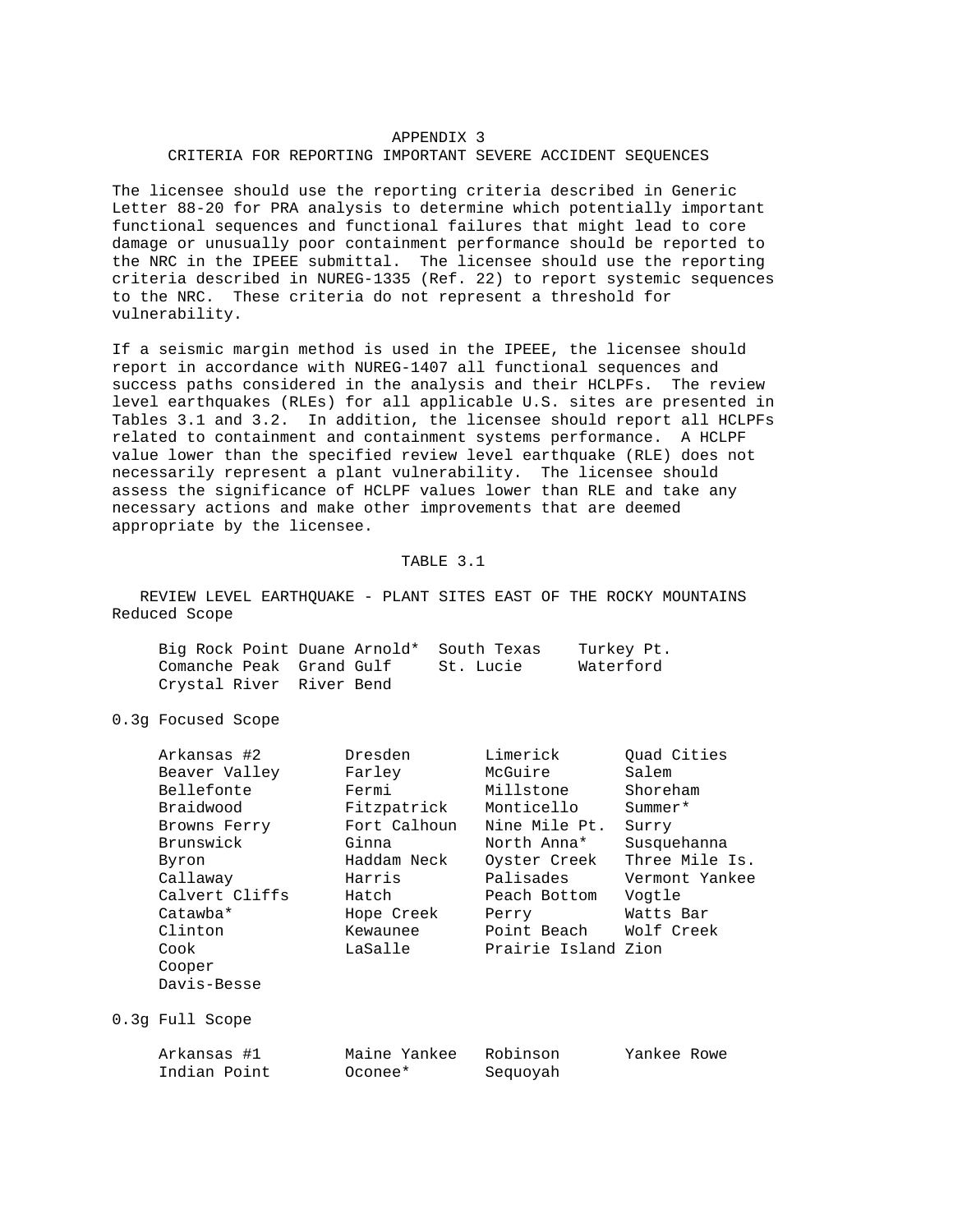# APPENDIX 3

## CRITERIA FOR REPORTING IMPORTANT SEVERE ACCIDENT SEQUENCES

The licensee should use the reporting criteria described in Generic Letter 88-20 for PRA analysis to determine which potentially important functional sequences and functional failures that might lead to core damage or unusually poor containment performance should be reported to the NRC in the IPEEE submittal. The licensee should use the reporting criteria described in NUREG-1335 (Ref. 22) to report systemic sequences to the NRC. These criteria do not represent a threshold for vulnerability.

If a seismic margin method is used in the IPEEE, the licensee should report in accordance with NUREG-1407 all functional sequences and success paths considered in the analysis and their HCLPFs. The review level earthquakes (RLEs) for all applicable U.S. sites are presented in Tables 3.1 and 3.2. In addition, the licensee should report all HCLPFs related to containment and containment systems performance. A HCLPF value lower than the specified review level earthquake (RLE) does not necessarily represent a plant vulnerability. The licensee should assess the significance of HCLPF values lower than RLE and take any necessary actions and make other improvements that are deemed appropriate by the licensee.

### TABLE 3.1

### REVIEW LEVEL EARTHQUAKE - PLANT SITES EAST OF THE ROCKY MOUNTAINS

Reduced Scope

| | | | |
|---|---|---|---|
| Big Rock Point | Duane Arnold* | South Texas | Turkey Pt. |
| Comanche Peak | Grand Gulf | St. Lucie | Waterford |
| Crystal River | River Bend | | |

0.3g Focused Scope

| | | | |
|---|---|---|---|
| Arkansas #2 | Dresden | Limerick | Quad Cities |
| Beaver Valley | Farley | McGuire | Salem |
| Bellefonte | Fermi | Millstone | Shoreham |
| Braidwood | Fitzpatrick | Monticello | Summer* |
| Browns Ferry | Fort Calhoun | Nine Mile Pt. | Surry |
| Brunswick | Ginna | North Anna* | Susquehanna |
| Byron | Haddam Neck | Oyster Creek | Three Mile Is. |
| Callaway | Harris | Palisades | Vermont Yankee |
| Calvert Cliffs | Hatch | Peach Bottom | Vogtle |
| Catawba* | Hope Creek | Perry | Watts Bar |
| Clinton | Kewaunee | Point Beach | Wolf Creek |
| Cook | LaSalle | Prairie Island | Zion |
| Cooper | | | |
| Davis-Besse | | | |

0.3g Full Scope

| | | | |
|---|---|---|---|
| Arkansas #1 | Maine Yankee | Robinson | Yankee Rowe |
| Indian Point | Oconee* | Sequoyah | |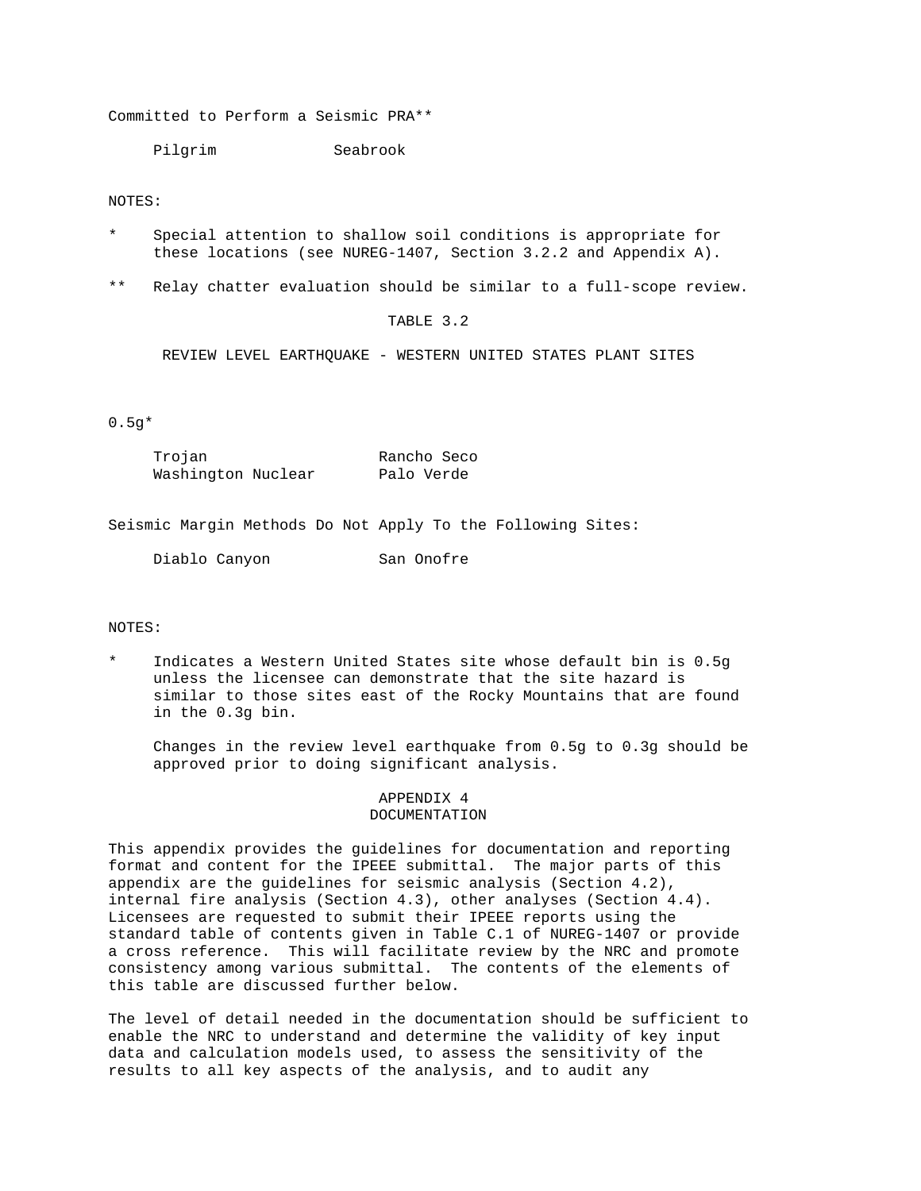Committed to Perform a Seismic PRA**

| | |
|---|---|
| Pilgrim | Seabrook |

NOTES:

* Special attention to shallow soil conditions is appropriate for these locations (see NUREG-1407, Section 3.2.2 and Appendix A).

** Relay chatter evaluation should be similar to a full-scope review.

TABLE 3.2

REVIEW LEVEL EARTHQUAKE - WESTERN UNITED STATES PLANT SITES

0.5g*

| | |
|---|---|
| Trojan | Rancho Seco |
| Washington Nuclear | Palo Verde |

Seismic Margin Methods Do Not Apply To the Following Sites:

| | |
|---|---|
| Diablo Canyon | San Onofre |

NOTES:

* Indicates a Western United States site whose default bin is 0.5g unless the licensee can demonstrate that the site hazard is similar to those sites east of the Rocky Mountains that are found in the 0.3g bin.

Changes in the review level earthquake from 0.5g to 0.3g should be approved prior to doing significant analysis.

# APPENDIX 4
# DOCUMENTATION

This appendix provides the guidelines for documentation and reporting format and content for the IPEEE submittal. The major parts of this appendix are the guidelines for seismic analysis (Section 4.2), internal fire analysis (Section 4.3), other analyses (Section 4.4). Licensees are requested to submit their IPEEE reports using the standard table of contents given in Table C.1 of NUREG-1407 or provide a cross reference. This will facilitate review by the NRC and promote consistency among various submittal. The contents of the elements of this table are discussed further below.

The level of detail needed in the documentation should be sufficient to enable the NRC to understand and determine the validity of key input data and calculation models used, to assess the sensitivity of the results to all key aspects of the analysis, and to audit any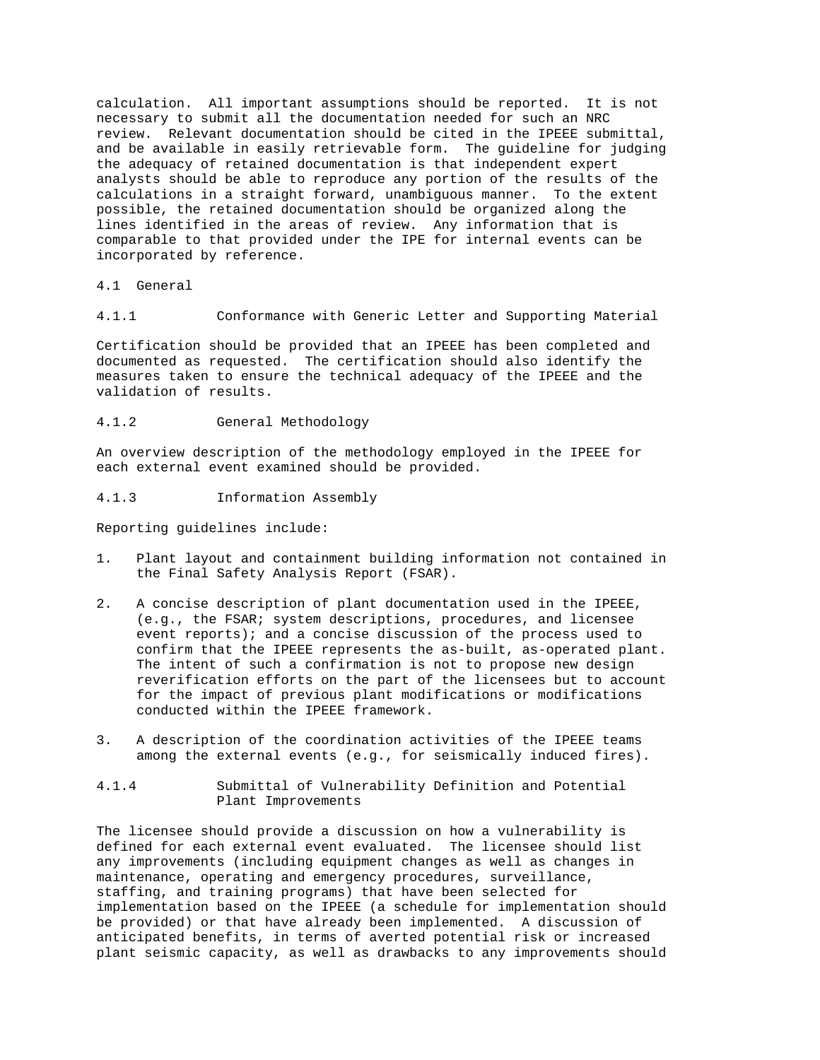calculation. All important assumptions should be reported. It is not necessary to submit all the documentation needed for such an NRC review. Relevant documentation should be cited in the IPEEE submittal, and be available in easily retrievable form. The guideline for judging the adequacy of retained documentation is that independent expert analysts should be able to reproduce any portion of the results of the calculations in a straight forward, unambiguous manner. To the extent possible, the retained documentation should be organized along the lines identified in the areas of review. Any information that is comparable to that provided under the IPE for internal events can be incorporated by reference.

## 4.1 General

### 4.1.1 Conformance with Generic Letter and Supporting Material

Certification should be provided that an IPEEE has been completed and documented as requested. The certification should also identify the measures taken to ensure the technical adequacy of the IPEEE and the validation of results.

### 4.1.2 General Methodology

An overview description of the methodology employed in the IPEEE for each external event examined should be provided.

### 4.1.3 Information Assembly

Reporting guidelines include:

1. Plant layout and containment building information not contained in the Final Safety Analysis Report (FSAR).

2. A concise description of plant documentation used in the IPEEE, (e.g., the FSAR; system descriptions, procedures, and licensee event reports); and a concise discussion of the process used to confirm that the IPEEE represents the as-built, as-operated plant. The intent of such a confirmation is not to propose new design reverification efforts on the part of the licensees but to account for the impact of previous plant modifications or modifications conducted within the IPEEE framework.

3. A description of the coordination activities of the IPEEE teams among the external events (e.g., for seismically induced fires).

### 4.1.4 Submittal of Vulnerability Definition and Potential Plant Improvements

The licensee should provide a discussion on how a vulnerability is defined for each external event evaluated. The licensee should list any improvements (including equipment changes as well as changes in maintenance, operating and emergency procedures, surveillance, staffing, and training programs) that have been selected for implementation based on the IPEEE (a schedule for implementation should be provided) or that have already been implemented. A discussion of anticipated benefits, in terms of averted potential risk or increased plant seismic capacity, as well as drawbacks to any improvements should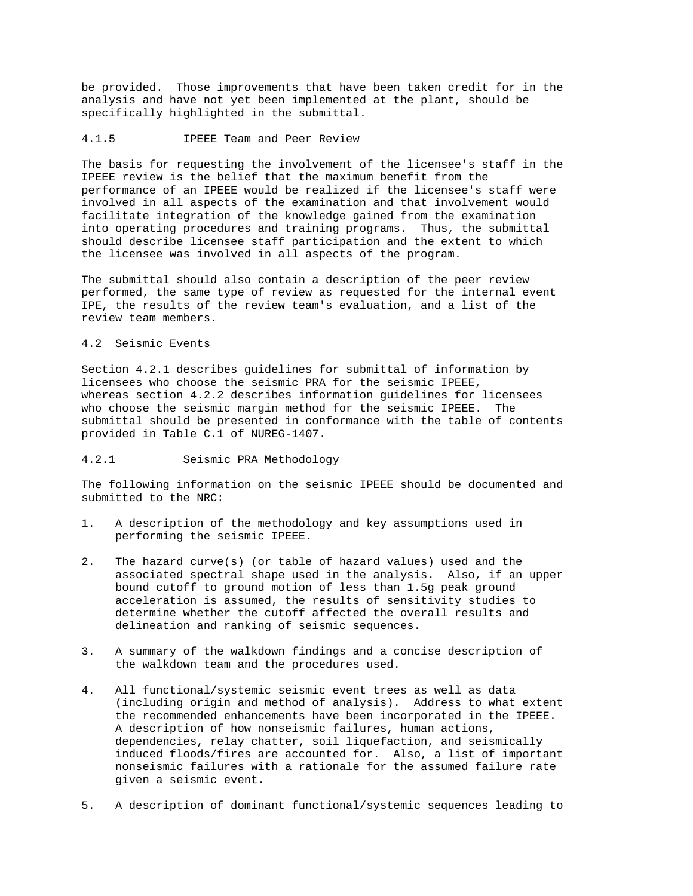be provided. Those improvements that have been taken credit for in the analysis and have not yet been implemented at the plant, should be specifically highlighted in the submittal.

### 4.1.5 IPEEE Team and Peer Review

The basis for requesting the involvement of the licensee's staff in the IPEEE review is the belief that the maximum benefit from the performance of an IPEEE would be realized if the licensee's staff were involved in all aspects of the examination and that involvement would facilitate integration of the knowledge gained from the examination into operating procedures and training programs. Thus, the submittal should describe licensee staff participation and the extent to which the licensee was involved in all aspects of the program.

The submittal should also contain a description of the peer review performed, the same type of review as requested for the internal event IPE, the results of the review team's evaluation, and a list of the review team members.

## 4.2 Seismic Events

Section 4.2.1 describes guidelines for submittal of information by licensees who choose the seismic PRA for the seismic IPEEE, whereas section 4.2.2 describes information guidelines for licensees who choose the seismic margin method for the seismic IPEEE. The submittal should be presented in conformance with the table of contents provided in Table C.1 of NUREG-1407.

### 4.2.1 Seismic PRA Methodology

The following information on the seismic IPEEE should be documented and submitted to the NRC:

1. A description of the methodology and key assumptions used in performing the seismic IPEEE.

2. The hazard curve(s) (or table of hazard values) used and the associated spectral shape used in the analysis. Also, if an upper bound cutoff to ground motion of less than 1.5g peak ground acceleration is assumed, the results of sensitivity studies to determine whether the cutoff affected the overall results and delineation and ranking of seismic sequences.

3. A summary of the walkdown findings and a concise description of the walkdown team and the procedures used.

4. All functional/systemic seismic event trees as well as data (including origin and method of analysis). Address to what extent the recommended enhancements have been incorporated in the IPEEE. A description of how nonseismic failures, human actions, dependencies, relay chatter, soil liquefaction, and seismically induced floods/fires are accounted for. Also, a list of important nonseismic failures with a rationale for the assumed failure rate given a seismic event.

5. A description of dominant functional/systemic sequences leading to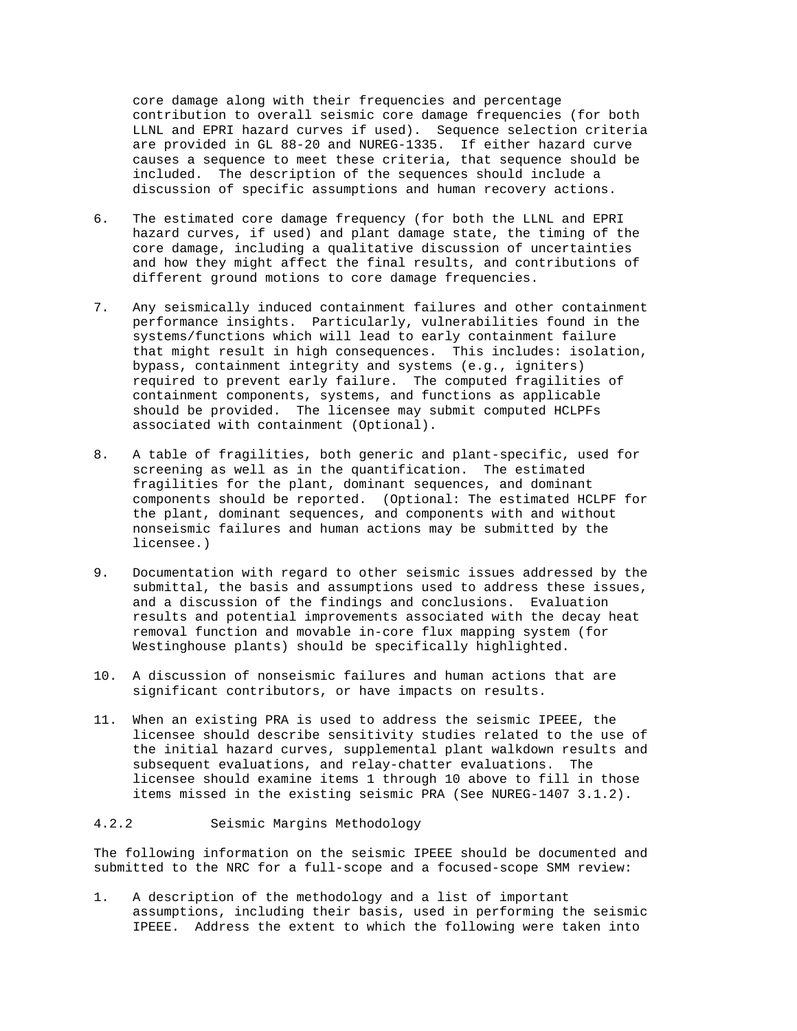core damage along with their frequencies and percentage contribution to overall seismic core damage frequencies (for both LLNL and EPRI hazard curves if used). Sequence selection criteria are provided in GL 88-20 and NUREG-1335. If either hazard curve causes a sequence to meet these criteria, that sequence should be included. The description of the sequences should include a discussion of specific assumptions and human recovery actions.

6. The estimated core damage frequency (for both the LLNL and EPRI hazard curves, if used) and plant damage state, the timing of the core damage, including a qualitative discussion of uncertainties and how they might affect the final results, and contributions of different ground motions to core damage frequencies.

7. Any seismically induced containment failures and other containment performance insights. Particularly, vulnerabilities found in the systems/functions which will lead to early containment failure that might result in high consequences. This includes: isolation, bypass, containment integrity and systems (e.g., igniters) required to prevent early failure. The computed fragilities of containment components, systems, and functions as applicable should be provided. The licensee may submit computed HCLPFs associated with containment (Optional).

8. A table of fragilities, both generic and plant-specific, used for screening as well as in the quantification. The estimated fragilities for the plant, dominant sequences, and dominant components should be reported. (Optional: The estimated HCLPF for the plant, dominant sequences, and components with and without nonseismic failures and human actions may be submitted by the licensee.)

9. Documentation with regard to other seismic issues addressed by the submittal, the basis and assumptions used to address these issues, and a discussion of the findings and conclusions. Evaluation results and potential improvements associated with the decay heat removal function and movable in-core flux mapping system (for Westinghouse plants) should be specifically highlighted.

10. A discussion of nonseismic failures and human actions that are significant contributors, or have impacts on results.

11. When an existing PRA is used to address the seismic IPEEE, the licensee should describe sensitivity studies related to the use of the initial hazard curves, supplemental plant walkdown results and subsequent evaluations, and relay-chatter evaluations. The licensee should examine items 1 through 10 above to fill in those items missed in the existing seismic PRA (See NUREG-1407 3.1.2).

### 4.2.2 Seismic Margins Methodology

The following information on the seismic IPEEE should be documented and submitted to the NRC for a full-scope and a focused-scope SMM review:

1. A description of the methodology and a list of important assumptions, including their basis, used in performing the seismic IPEEE. Address the extent to which the following were taken into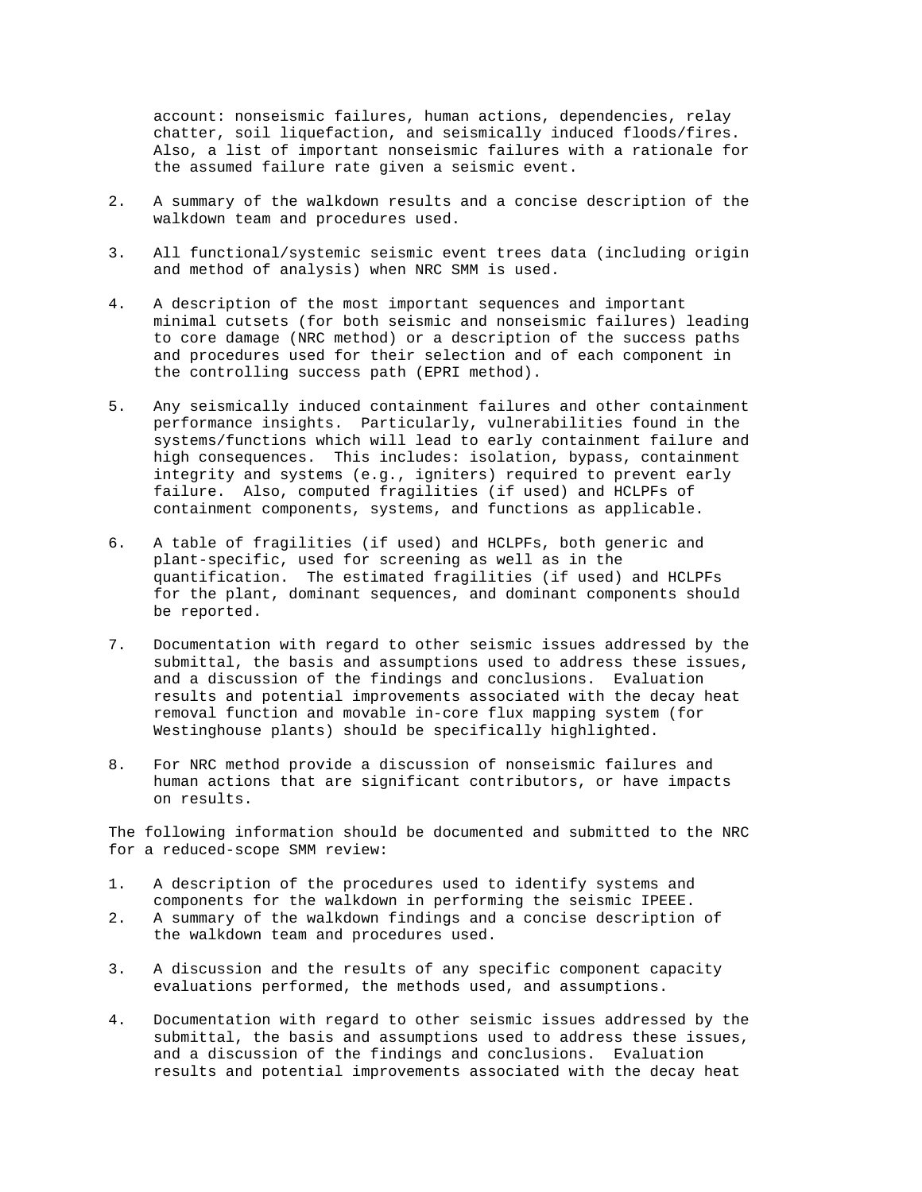account: nonseismic failures, human actions, dependencies, relay chatter, soil liquefaction, and seismically induced floods/fires. Also, a list of important nonseismic failures with a rationale for the assumed failure rate given a seismic event.

2. A summary of the walkdown results and a concise description of the walkdown team and procedures used.

3. All functional/systemic seismic event trees data (including origin and method of analysis) when NRC SMM is used.

4. A description of the most important sequences and important minimal cutsets (for both seismic and nonseismic failures) leading to core damage (NRC method) or a description of the success paths and procedures used for their selection and of each component in the controlling success path (EPRI method).

5. Any seismically induced containment failures and other containment performance insights. Particularly, vulnerabilities found in the systems/functions which will lead to early containment failure and high consequences. This includes: isolation, bypass, containment integrity and systems (e.g., igniters) required to prevent early failure. Also, computed fragilities (if used) and HCLPFs of containment components, systems, and functions as applicable.

6. A table of fragilities (if used) and HCLPFs, both generic and plant-specific, used for screening as well as in the quantification. The estimated fragilities (if used) and HCLPFs for the plant, dominant sequences, and dominant components should be reported.

7. Documentation with regard to other seismic issues addressed by the submittal, the basis and assumptions used to address these issues, and a discussion of the findings and conclusions. Evaluation results and potential improvements associated with the decay heat removal function and movable in-core flux mapping system (for Westinghouse plants) should be specifically highlighted.

8. For NRC method provide a discussion of nonseismic failures and human actions that are significant contributors, or have impacts on results.

The following information should be documented and submitted to the NRC for a reduced-scope SMM review:

1. A description of the procedures used to identify systems and components for the walkdown in performing the seismic IPEEE.
2. A summary of the walkdown findings and a concise description of the walkdown team and procedures used.

3. A discussion and the results of any specific component capacity evaluations performed, the methods used, and assumptions.

4. Documentation with regard to other seismic issues addressed by the submittal, the basis and assumptions used to address these issues, and a discussion of the findings and conclusions. Evaluation results and potential improvements associated with the decay heat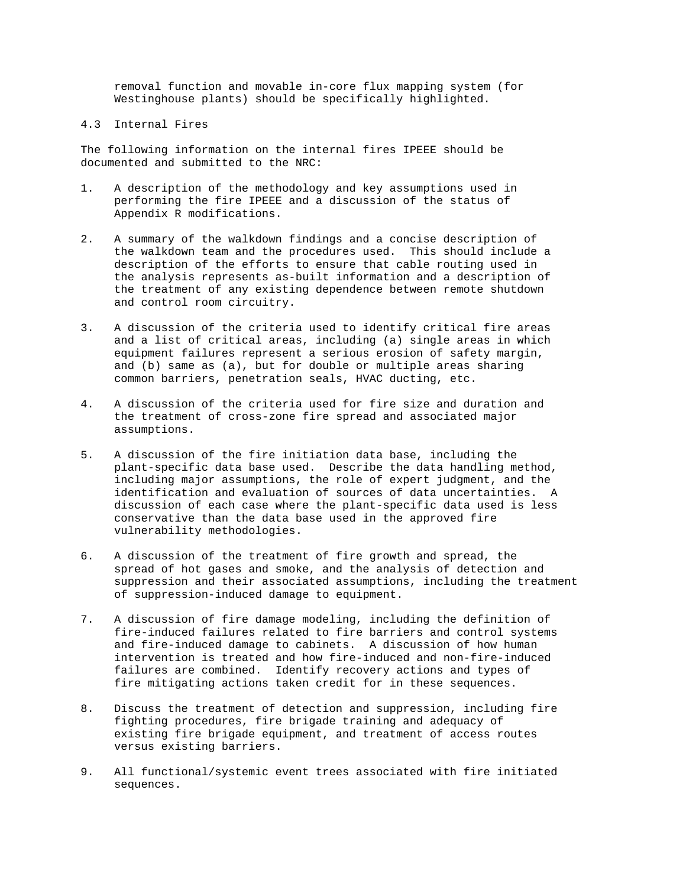removal function and movable in-core flux mapping system (for Westinghouse plants) should be specifically highlighted.

### 4.3 Internal Fires

The following information on the internal fires IPEEE should be documented and submitted to the NRC:

1. A description of the methodology and key assumptions used in performing the fire IPEEE and a discussion of the status of Appendix R modifications.

2. A summary of the walkdown findings and a concise description of the walkdown team and the procedures used. This should include a description of the efforts to ensure that cable routing used in the analysis represents as-built information and a description of the treatment of any existing dependence between remote shutdown and control room circuitry.

3. A discussion of the criteria used to identify critical fire areas and a list of critical areas, including (a) single areas in which equipment failures represent a serious erosion of safety margin, and (b) same as (a), but for double or multiple areas sharing common barriers, penetration seals, HVAC ducting, etc.

4. A discussion of the criteria used for fire size and duration and the treatment of cross-zone fire spread and associated major assumptions.

5. A discussion of the fire initiation data base, including the plant-specific data base used. Describe the data handling method, including major assumptions, the role of expert judgment, and the identification and evaluation of sources of data uncertainties. A discussion of each case where the plant-specific data used is less conservative than the data base used in the approved fire vulnerability methodologies.

6. A discussion of the treatment of fire growth and spread, the spread of hot gases and smoke, and the analysis of detection and suppression and their associated assumptions, including the treatment of suppression-induced damage to equipment.

7. A discussion of fire damage modeling, including the definition of fire-induced failures related to fire barriers and control systems and fire-induced damage to cabinets. A discussion of how human intervention is treated and how fire-induced and non-fire-induced failures are combined. Identify recovery actions and types of fire mitigating actions taken credit for in these sequences.

8. Discuss the treatment of detection and suppression, including fire fighting procedures, fire brigade training and adequacy of existing fire brigade equipment, and treatment of access routes versus existing barriers.

9. All functional/systemic event trees associated with fire initiated sequences.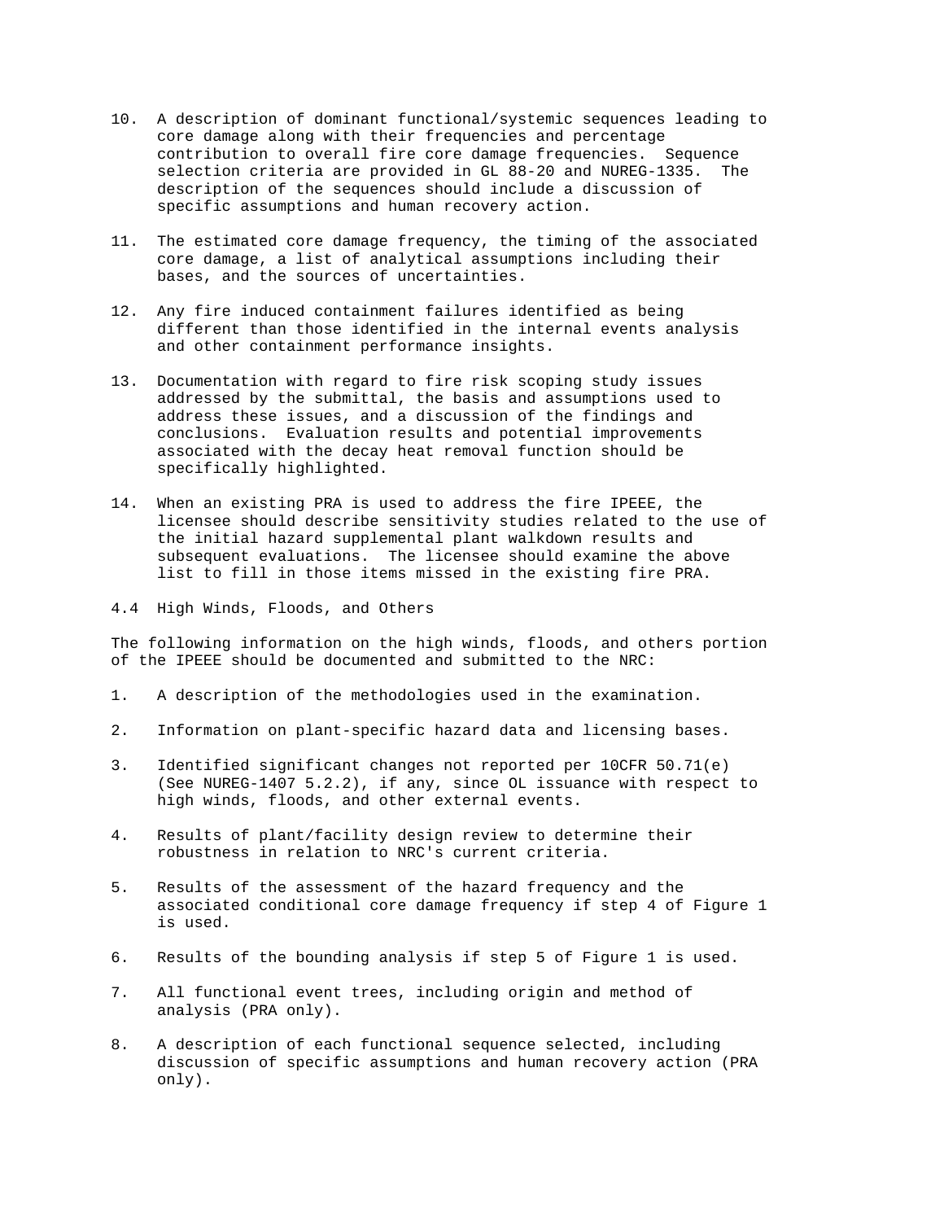10. A description of dominant functional/systemic sequences leading to core damage along with their frequencies and percentage contribution to overall fire core damage frequencies. Sequence selection criteria are provided in GL 88-20 and NUREG-1335. The description of the sequences should include a discussion of specific assumptions and human recovery action.

11. The estimated core damage frequency, the timing of the associated core damage, a list of analytical assumptions including their bases, and the sources of uncertainties.

12. Any fire induced containment failures identified as being different than those identified in the internal events analysis and other containment performance insights.

13. Documentation with regard to fire risk scoping study issues addressed by the submittal, the basis and assumptions used to address these issues, and a discussion of the findings and conclusions. Evaluation results and potential improvements associated with the decay heat removal function should be specifically highlighted.

14. When an existing PRA is used to address the fire IPEEE, the licensee should describe sensitivity studies related to the use of the initial hazard supplemental plant walkdown results and subsequent evaluations. The licensee should examine the above list to fill in those items missed in the existing fire PRA.

## 4.4 High Winds, Floods, and Others

The following information on the high winds, floods, and others portion of the IPEEE should be documented and submitted to the NRC:

1. A description of the methodologies used in the examination.

2. Information on plant-specific hazard data and licensing bases.

3. Identified significant changes not reported per 10CFR 50.71(e) (See NUREG-1407 5.2.2), if any, since OL issuance with respect to high winds, floods, and other external events.

4. Results of plant/facility design review to determine their robustness in relation to NRC's current criteria.

5. Results of the assessment of the hazard frequency and the associated conditional core damage frequency if step 4 of Figure 1 is used.

6. Results of the bounding analysis if step 5 of Figure 1 is used.

7. All functional event trees, including origin and method of analysis (PRA only).

8. A description of each functional sequence selected, including discussion of specific assumptions and human recovery action (PRA only).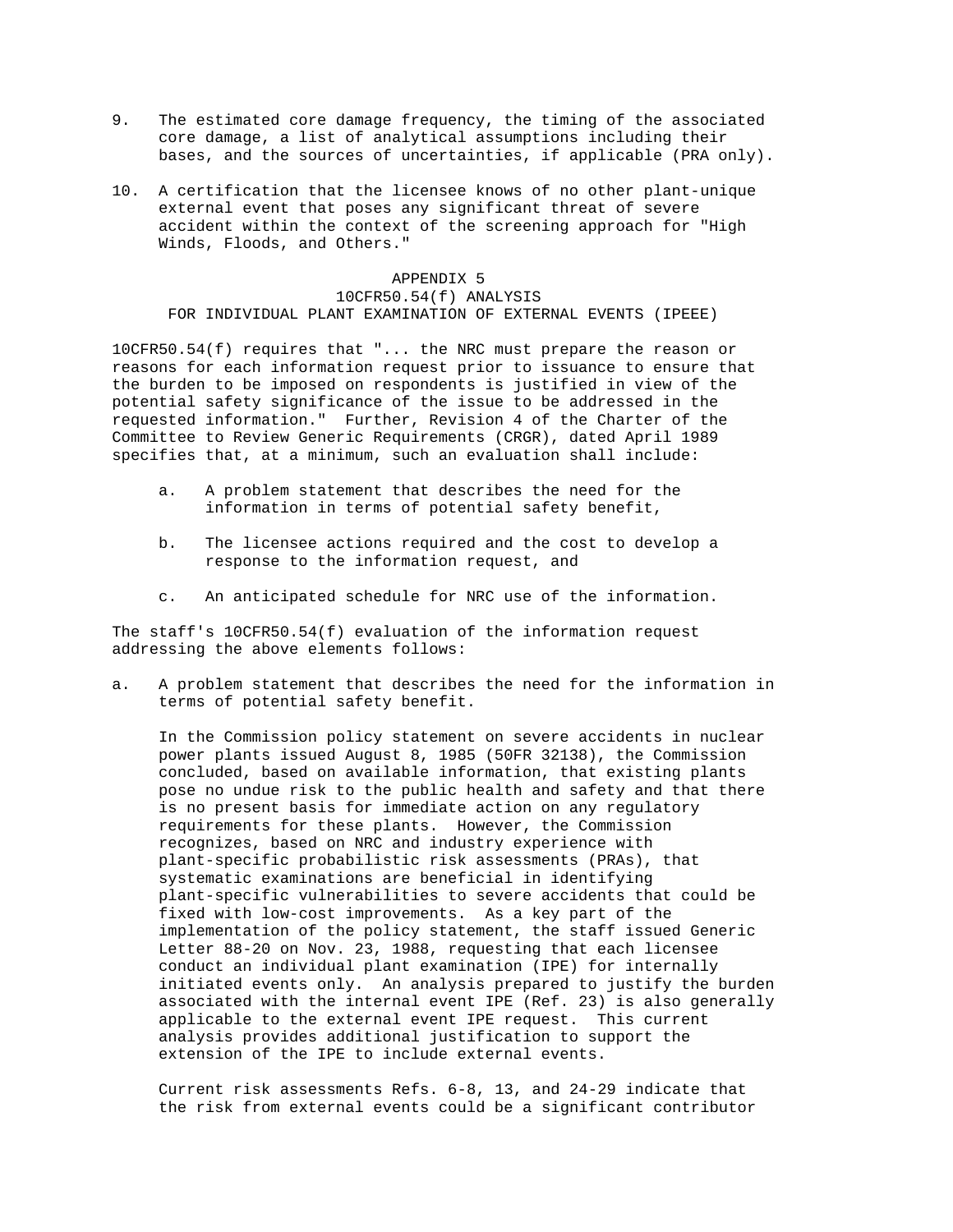9. The estimated core damage frequency, the timing of the associated core damage, a list of analytical assumptions including their bases, and the sources of uncertainties, if applicable (PRA only).

10. A certification that the licensee knows of no other plant-unique external event that poses any significant threat of severe accident within the context of the screening approach for "High Winds, Floods, and Others."

# APPENDIX 5
## 10CFR50.54(f) ANALYSIS
## FOR INDIVIDUAL PLANT EXAMINATION OF EXTERNAL EVENTS (IPEEE)

10CFR50.54(f) requires that "... the NRC must prepare the reason or reasons for each information request prior to issuance to ensure that the burden to be imposed on respondents is justified in view of the potential safety significance of the issue to be addressed in the requested information." Further, Revision 4 of the Charter of the Committee to Review Generic Requirements (CRGR), dated April 1989 specifies that, at a minimum, such an evaluation shall include:

a. A problem statement that describes the need for the information in terms of potential safety benefit,

b. The licensee actions required and the cost to develop a response to the information request, and

c. An anticipated schedule for NRC use of the information.

The staff's 10CFR50.54(f) evaluation of the information request addressing the above elements follows:

a. A problem statement that describes the need for the information in terms of potential safety benefit.

   In the Commission policy statement on severe accidents in nuclear power plants issued August 8, 1985 (50FR 32138), the Commission concluded, based on available information, that existing plants pose no undue risk to the public health and safety and that there is no present basis for immediate action on any regulatory requirements for these plants. However, the Commission recognizes, based on NRC and industry experience with plant-specific probabilistic risk assessments (PRAs), that systematic examinations are beneficial in identifying plant-specific vulnerabilities to severe accidents that could be fixed with low-cost improvements. As a key part of the implementation of the policy statement, the staff issued Generic Letter 88-20 on Nov. 23, 1988, requesting that each licensee conduct an individual plant examination (IPE) for internally initiated events only. An analysis prepared to justify the burden associated with the internal event IPE (Ref. 23) is also generally applicable to the external event IPE request. This current analysis provides additional justification to support the extension of the IPE to include external events.

   Current risk assessments Refs. 6-8, 13, and 24-29 indicate that the risk from external events could be a significant contributor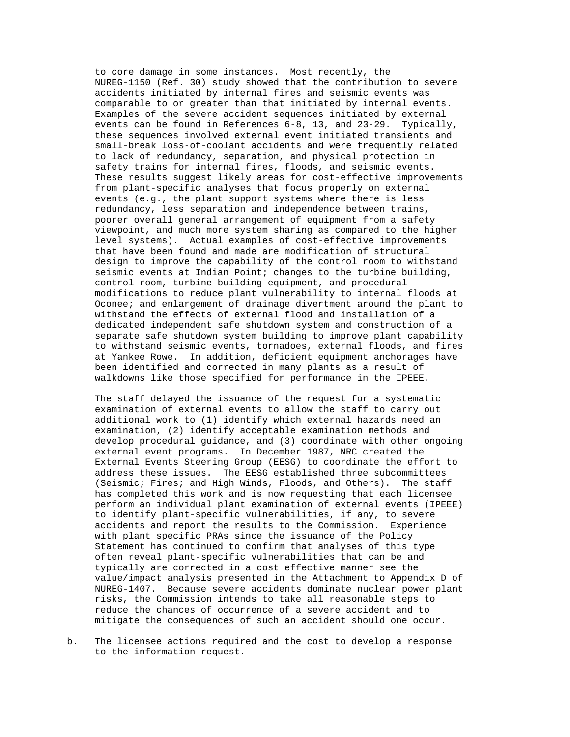to core damage in some instances. Most recently, the NUREG-1150 (Ref. 30) study showed that the contribution to severe accidents initiated by internal fires and seismic events was comparable to or greater than that initiated by internal events. Examples of the severe accident sequences initiated by external events can be found in References 6-8, 13, and 23-29. Typically, these sequences involved external event initiated transients and small-break loss-of-coolant accidents and were frequently related to lack of redundancy, separation, and physical protection in safety trains for internal fires, floods, and seismic events. These results suggest likely areas for cost-effective improvements from plant-specific analyses that focus properly on external events (e.g., the plant support systems where there is less redundancy, less separation and independence between trains, poorer overall general arrangement of equipment from a safety viewpoint, and much more system sharing as compared to the higher level systems). Actual examples of cost-effective improvements that have been found and made are modification of structural design to improve the capability of the control room to withstand seismic events at Indian Point; changes to the turbine building, control room, turbine building equipment, and procedural modifications to reduce plant vulnerability to internal floods at Oconee; and enlargement of drainage divertment around the plant to withstand the effects of external flood and installation of a dedicated independent safe shutdown system and construction of a separate safe shutdown system building to improve plant capability to withstand seismic events, tornadoes, external floods, and fires at Yankee Rowe. In addition, deficient equipment anchorages have been identified and corrected in many plants as a result of walkdowns like those specified for performance in the IPEEE.

The staff delayed the issuance of the request for a systematic examination of external events to allow the staff to carry out additional work to (1) identify which external hazards need an examination, (2) identify acceptable examination methods and develop procedural guidance, and (3) coordinate with other ongoing external event programs. In December 1987, NRC created the External Events Steering Group (EESG) to coordinate the effort to address these issues. The EESG established three subcommittees (Seismic; Fires; and High Winds, Floods, and Others). The staff has completed this work and is now requesting that each licensee perform an individual plant examination of external events (IPEEE) to identify plant-specific vulnerabilities, if any, to severe accidents and report the results to the Commission. Experience with plant specific PRAs since the issuance of the Policy Statement has continued to confirm that analyses of this type often reveal plant-specific vulnerabilities that can be and typically are corrected in a cost effective manner see the value/impact analysis presented in the Attachment to Appendix D of NUREG-1407. Because severe accidents dominate nuclear power plant risks, the Commission intends to take all reasonable steps to reduce the chances of occurrence of a severe accident and to mitigate the consequences of such an accident should one occur.

b. The licensee actions required and the cost to develop a response to the information request.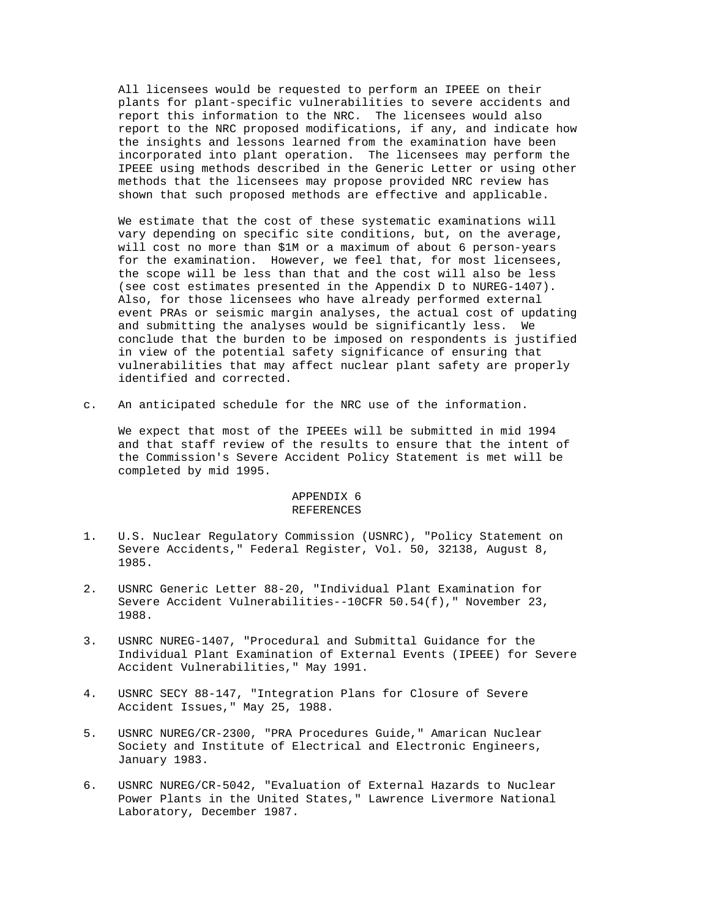All licensees would be requested to perform an IPEEE on their plants for plant-specific vulnerabilities to severe accidents and report this information to the NRC. The licensees would also report to the NRC proposed modifications, if any, and indicate how the insights and lessons learned from the examination have been incorporated into plant operation. The licensees may perform the IPEEE using methods described in the Generic Letter or using other methods that the licensees may propose provided NRC review has shown that such proposed methods are effective and applicable.

We estimate that the cost of these systematic examinations will vary depending on specific site conditions, but, on the average, will cost no more than $1M or a maximum of about 6 person-years for the examination. However, we feel that, for most licensees, the scope will be less than that and the cost will also be less (see cost estimates presented in the Appendix D to NUREG-1407). Also, for those licensees who have already performed external event PRAs or seismic margin analyses, the actual cost of updating and submitting the analyses would be significantly less. We conclude that the burden to be imposed on respondents is justified in view of the potential safety significance of ensuring that vulnerabilities that may affect nuclear plant safety are properly identified and corrected.

c. An anticipated schedule for the NRC use of the information.

   We expect that most of the IPEEEs will be submitted in mid 1994 and that staff review of the results to ensure that the intent of the Commission's Severe Accident Policy Statement is met will be completed by mid 1995.

## APPENDIX 6
## REFERENCES

1. U.S. Nuclear Regulatory Commission (USNRC), "Policy Statement on Severe Accidents," Federal Register, Vol. 50, 32138, August 8, 1985.

2. USNRC Generic Letter 88-20, "Individual Plant Examination for Severe Accident Vulnerabilities--10CFR 50.54(f)," November 23, 1988.

3. USNRC NUREG-1407, "Procedural and Submittal Guidance for the Individual Plant Examination of External Events (IPEEE) for Severe Accident Vulnerabilities," May 1991.

4. USNRC SECY 88-147, "Integration Plans for Closure of Severe Accident Issues," May 25, 1988.

5. USNRC NUREG/CR-2300, "PRA Procedures Guide," Amarican Nuclear Society and Institute of Electrical and Electronic Engineers, January 1983.

6. USNRC NUREG/CR-5042, "Evaluation of External Hazards to Nuclear Power Plants in the United States," Lawrence Livermore National Laboratory, December 1987.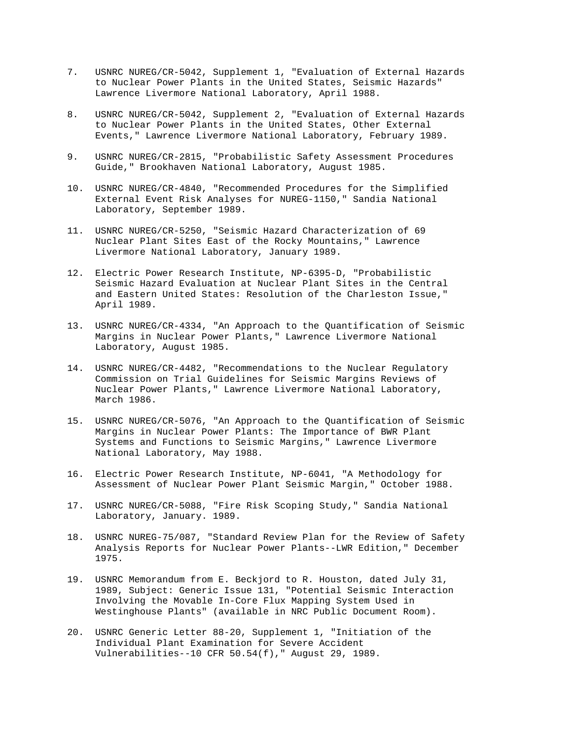7. USNRC NUREG/CR-5042, Supplement 1, "Evaluation of External Hazards to Nuclear Power Plants in the United States, Seismic Hazards" Lawrence Livermore National Laboratory, April 1988.

8. USNRC NUREG/CR-5042, Supplement 2, "Evaluation of External Hazards to Nuclear Power Plants in the United States, Other External Events," Lawrence Livermore National Laboratory, February 1989.

9. USNRC NUREG/CR-2815, "Probabilistic Safety Assessment Procedures Guide," Brookhaven National Laboratory, August 1985.

10. USNRC NUREG/CR-4840, "Recommended Procedures for the Simplified External Event Risk Analyses for NUREG-1150," Sandia National Laboratory, September 1989.

11. USNRC NUREG/CR-5250, "Seismic Hazard Characterization of 69 Nuclear Plant Sites East of the Rocky Mountains," Lawrence Livermore National Laboratory, January 1989.

12. Electric Power Research Institute, NP-6395-D, "Probabilistic Seismic Hazard Evaluation at Nuclear Plant Sites in the Central and Eastern United States: Resolution of the Charleston Issue," April 1989.

13. USNRC NUREG/CR-4334, "An Approach to the Quantification of Seismic Margins in Nuclear Power Plants," Lawrence Livermore National Laboratory, August 1985.

14. USNRC NUREG/CR-4482, "Recommendations to the Nuclear Regulatory Commission on Trial Guidelines for Seismic Margins Reviews of Nuclear Power Plants," Lawrence Livermore National Laboratory, March 1986.

15. USNRC NUREG/CR-5076, "An Approach to the Quantification of Seismic Margins in Nuclear Power Plants: The Importance of BWR Plant Systems and Functions to Seismic Margins," Lawrence Livermore National Laboratory, May 1988.

16. Electric Power Research Institute, NP-6041, "A Methodology for Assessment of Nuclear Power Plant Seismic Margin," October 1988.

17. USNRC NUREG/CR-5088, "Fire Risk Scoping Study," Sandia National Laboratory, January. 1989.

18. USNRC NUREG-75/087, "Standard Review Plan for the Review of Safety Analysis Reports for Nuclear Power Plants--LWR Edition," December 1975.

19. USNRC Memorandum from E. Beckjord to R. Houston, dated July 31, 1989, Subject: Generic Issue 131, "Potential Seismic Interaction Involving the Movable In-Core Flux Mapping System Used in Westinghouse Plants" (available in NRC Public Document Room).

20. USNRC Generic Letter 88-20, Supplement 1, "Initiation of the Individual Plant Examination for Severe Accident Vulnerabilities--10 CFR 50.54(f)," August 29, 1989.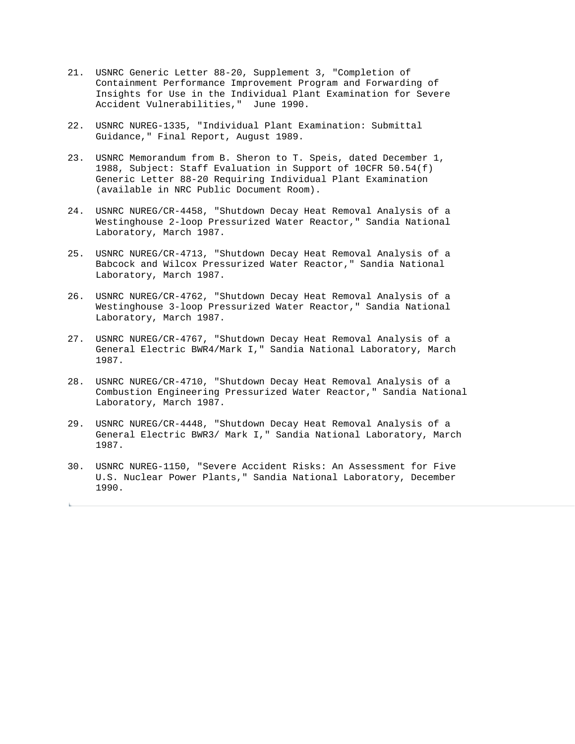21. USNRC Generic Letter 88-20, Supplement 3, "Completion of Containment Performance Improvement Program and Forwarding of Insights for Use in the Individual Plant Examination for Severe Accident Vulnerabilities," June 1990.

22. USNRC NUREG-1335, "Individual Plant Examination: Submittal Guidance," Final Report, August 1989.

23. USNRC Memorandum from B. Sheron to T. Speis, dated December 1, 1988, Subject: Staff Evaluation in Support of 10CFR 50.54(f) Generic Letter 88-20 Requiring Individual Plant Examination (available in NRC Public Document Room).

24. USNRC NUREG/CR-4458, "Shutdown Decay Heat Removal Analysis of a Westinghouse 2-loop Pressurized Water Reactor," Sandia National Laboratory, March 1987.

25. USNRC NUREG/CR-4713, "Shutdown Decay Heat Removal Analysis of a Babcock and Wilcox Pressurized Water Reactor," Sandia National Laboratory, March 1987.

26. USNRC NUREG/CR-4762, "Shutdown Decay Heat Removal Analysis of a Westinghouse 3-loop Pressurized Water Reactor," Sandia National Laboratory, March 1987.

27. USNRC NUREG/CR-4767, "Shutdown Decay Heat Removal Analysis of a General Electric BWR4/Mark I," Sandia National Laboratory, March 1987.

28. USNRC NUREG/CR-4710, "Shutdown Decay Heat Removal Analysis of a Combustion Engineering Pressurized Water Reactor," Sandia National Laboratory, March 1987.

29. USNRC NUREG/CR-4448, "Shutdown Decay Heat Removal Analysis of a General Electric BWR3/ Mark I," Sandia National Laboratory, March 1987.

30. USNRC NUREG-1150, "Severe Accident Risks: An Assessment for Five U.S. Nuclear Power Plants," Sandia National Laboratory, December 1990.